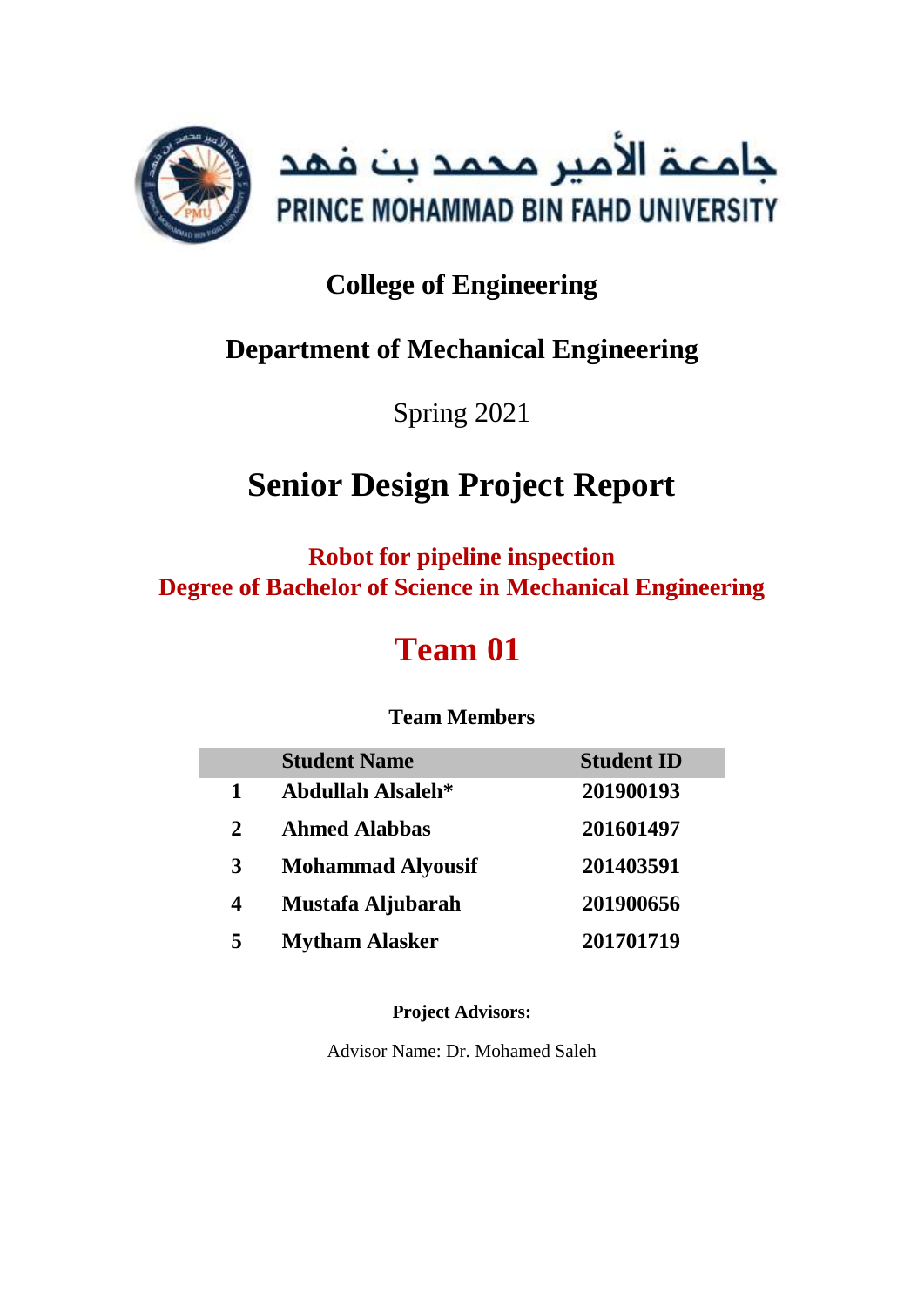جامعة الأمير محمد بن فهد

PRINCE MOHAMMAD BIN FAHD UNIVERSITY

## College of Engineering

## Department of Mechanical Engineering

Spring 2021

# Senior Design Project Report

**Robot for pipeline inspection**
**Degree of Bachelor of Science in Mechanical Engineering**

## Team 01

**Team Members**

| | Student Name | Student ID |
|---|---|---|
| **1** | **Abdullah Alsaleh*** | **201900193** |
| **2** | **Ahmed Alabbas** | **201601497** |
| **3** | **Mohammad Alyousif** | **201403591** |
| **4** | **Mustafa Aljubarah** | **201900656** |
| **5** | **Mytham Alasker** | **201701719** |

**Project Advisors:**

Advisor Name: Dr. Mohamed Saleh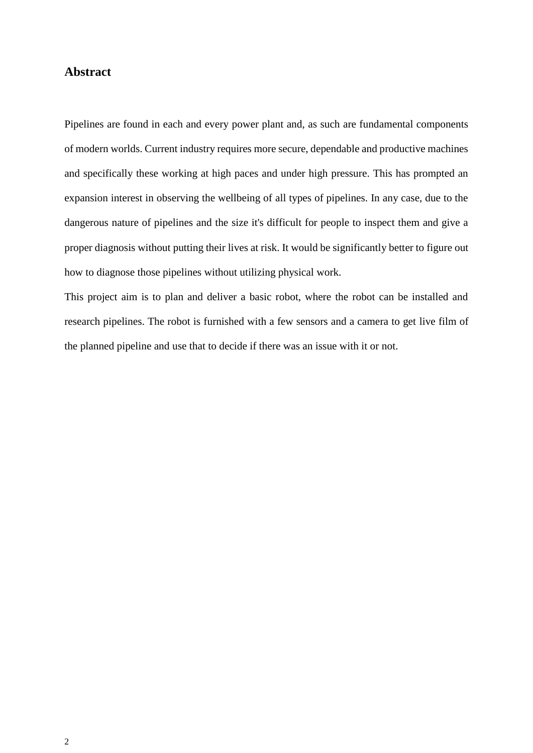## Abstract

Pipelines are found in each and every power plant and, as such are fundamental components of modern worlds. Current industry requires more secure, dependable and productive machines and specifically these working at high paces and under high pressure. This has prompted an expansion interest in observing the wellbeing of all types of pipelines. In any case, due to the dangerous nature of pipelines and the size it's difficult for people to inspect them and give a proper diagnosis without putting their lives at risk. It would be significantly better to figure out how to diagnose those pipelines without utilizing physical work.

This project aim is to plan and deliver a basic robot, where the robot can be installed and research pipelines. The robot is furnished with a few sensors and a camera to get live film of the planned pipeline and use that to decide if there was an issue with it or not.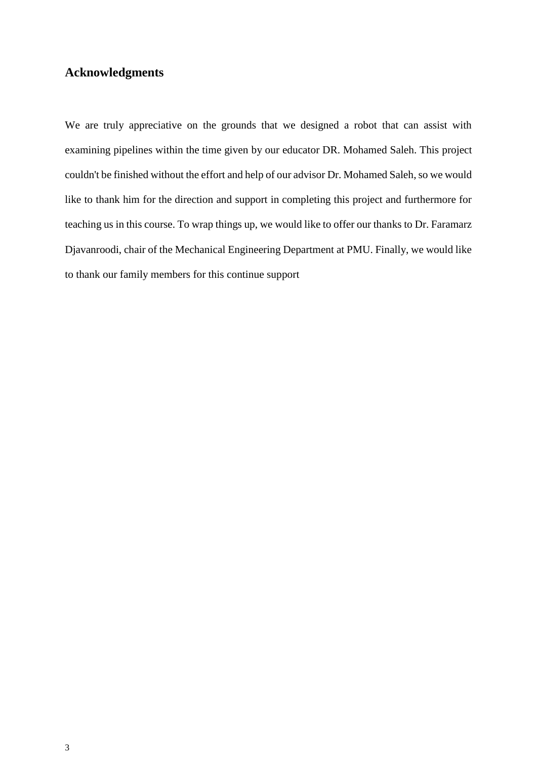## Acknowledgments

We are truly appreciative on the grounds that we designed a robot that can assist with examining pipelines within the time given by our educator DR. Mohamed Saleh. This project couldn't be finished without the effort and help of our advisor Dr. Mohamed Saleh, so we would like to thank him for the direction and support in completing this project and furthermore for teaching us in this course. To wrap things up, we would like to offer our thanks to Dr. Faramarz Djavanroodi, chair of the Mechanical Engineering Department at PMU. Finally, we would like to thank our family members for this continue support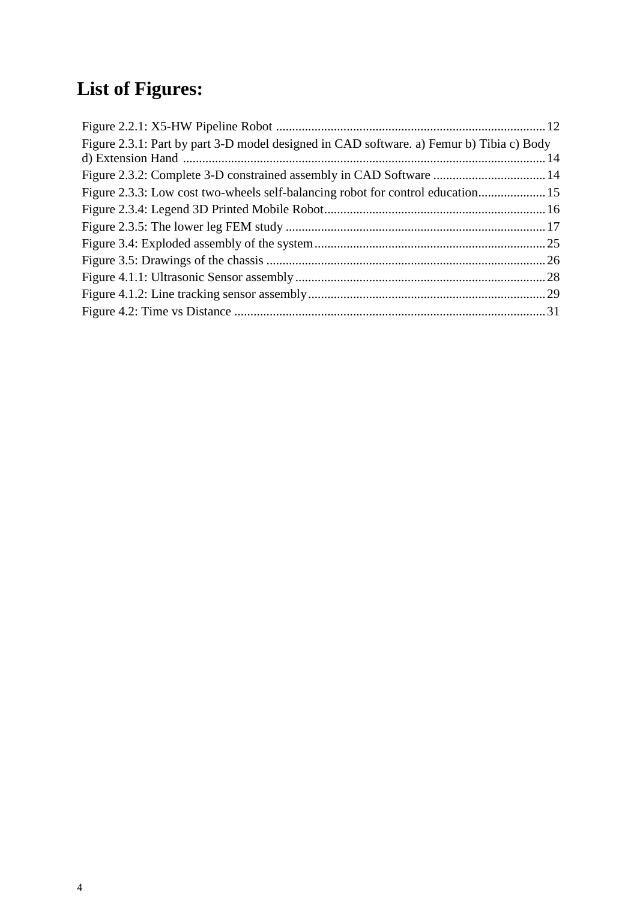# List of Figures:

Figure 2.2.1: X5-HW Pipeline Robot ........................................................................ 12
Figure 2.3.1: Part by part 3-D model designed in CAD software. a) Femur b) Tibia c) Body d) Extension Hand ........................................................................ 14
Figure 2.3.2: Complete 3-D constrained assembly in CAD Software ........................................ 14
Figure 2.3.3: Low cost two-wheels self-balancing robot for control education..................... 15
Figure 2.3.4: Legend 3D Printed Mobile Robot........................................................................ 16
Figure 2.3.5: The lower leg FEM study ........................................................................ 17
Figure 3.4: Exploded assembly of the system........................................................................ 25
Figure 3.5: Drawings of the chassis ........................................................................ 26
Figure 4.1.1: Ultrasonic Sensor assembly........................................................................ 28
Figure 4.1.2: Line tracking sensor assembly........................................................................ 29
Figure 4.2: Time vs Distance ........................................................................ 31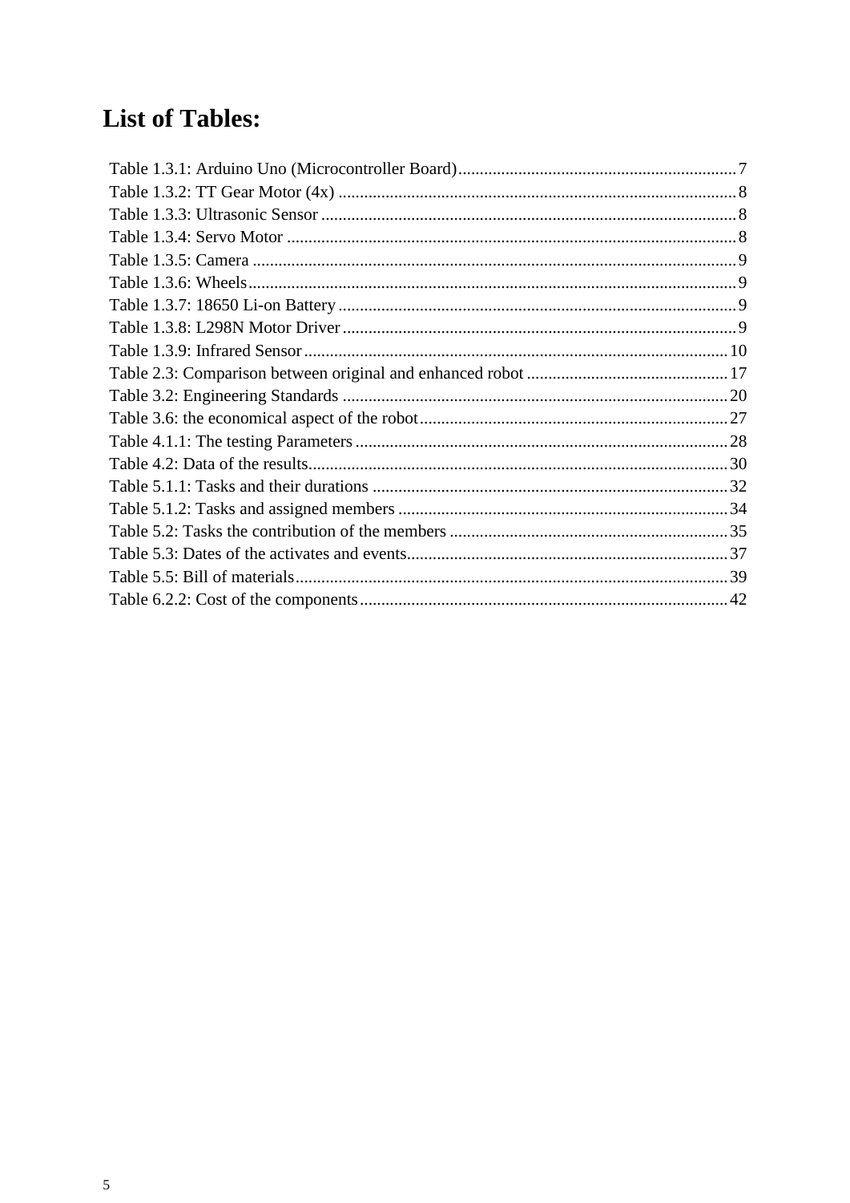# List of Tables:

Table 1.3.1: Arduino Uno (Microcontroller Board)........................................................................7
Table 1.3.2: TT Gear Motor (4x) ........................................................................................8
Table 1.3.3: Ultrasonic Sensor ...........................................................................................8
Table 1.3.4: Servo Motor ...................................................................................................8
Table 1.3.5: Camera ..........................................................................................................9
Table 1.3.6: Wheels............................................................................................................9
Table 1.3.7: 18650 Li-on Battery .......................................................................................9
Table 1.3.8: L298N Motor Driver ......................................................................................9
Table 1.3.9: Infrared Sensor ..............................................................................................10
Table 2.3: Comparison between original and enhanced robot ..........................................17
Table 3.2: Engineering Standards .....................................................................................20
Table 3.6: the economical aspect of the robot...................................................................27
Table 4.1.1: The testing Parameters ..................................................................................28
Table 4.2: Data of the results.............................................................................................30
Table 5.1.1: Tasks and their durations ..............................................................................32
Table 5.1.2: Tasks and assigned members ........................................................................34
Table 5.2: Tasks the contribution of the members ............................................................35
Table 5.3: Dates of the activates and events......................................................................37
Table 5.5: Bill of materials................................................................................................39
Table 6.2.2: Cost of the components.................................................................................42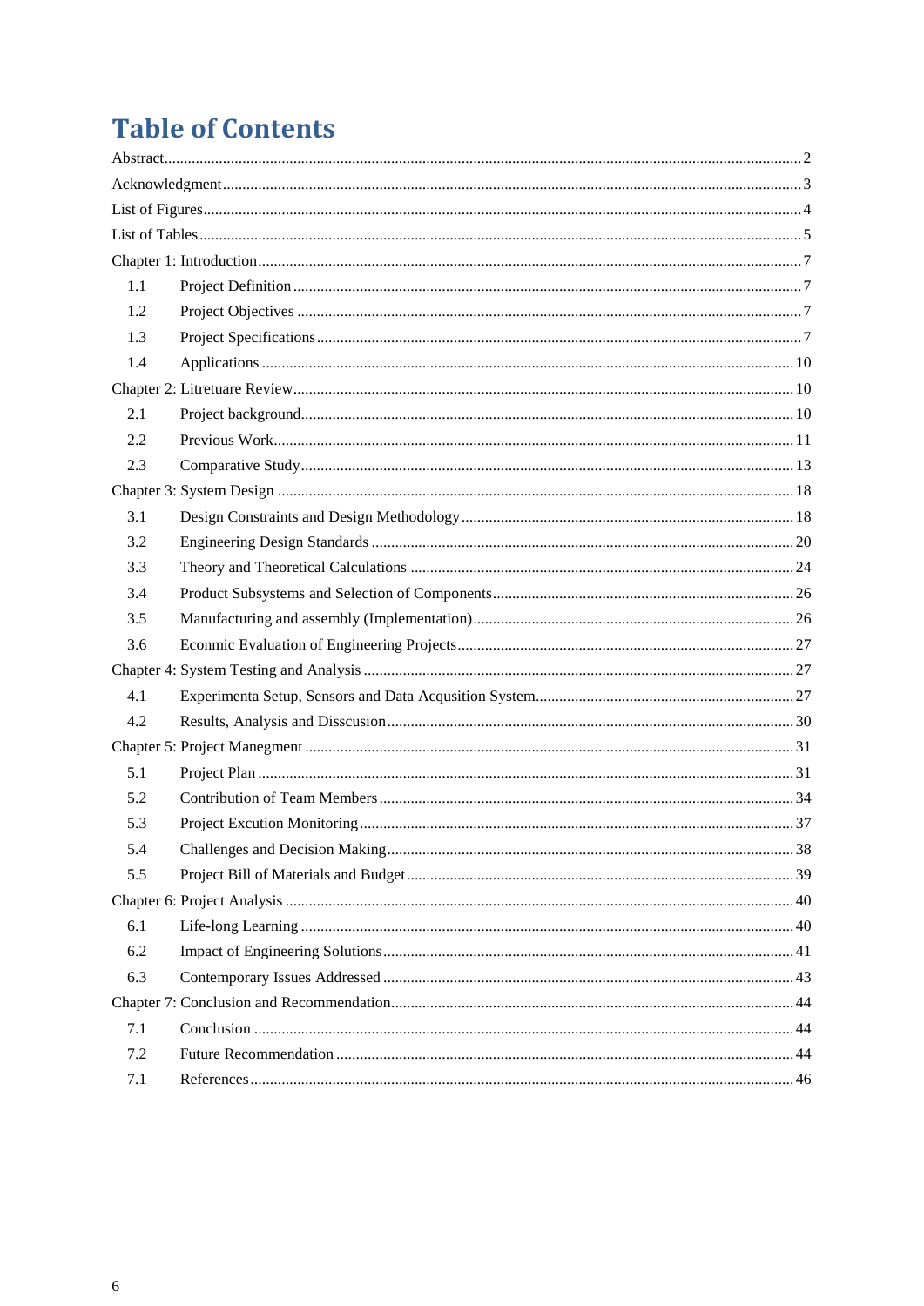# Table of Contents

Abstract ........................................................ 2

Acknowledgment ........................................................ 3

List of Figures ........................................................ 4

List of Tables ........................................................ 5

Chapter 1: Introduction ........................................................ 7

- 1.1 Project Definition ........................................................ 7
- 1.2 Project Objectives ........................................................ 7
- 1.3 Project Specifications ........................................................ 7
- 1.4 Applications ........................................................ 10

Chapter 2: Litretuare Review ........................................................ 10

- 2.1 Project background ........................................................ 10
- 2.2 Previous Work ........................................................ 11
- 2.3 Comparative Study ........................................................ 13

Chapter 3: System Design ........................................................ 18

- 3.1 Design Constraints and Design Methodology ........................................................ 18
- 3.2 Engineering Design Standards ........................................................ 20
- 3.3 Theory and Theoretical Calculations ........................................................ 24
- 3.4 Product Subsystems and Selection of Components ........................................................ 26
- 3.5 Manufacturing and assembly (Implementation) ........................................................ 26
- 3.6 Econmic Evaluation of Engineering Projects ........................................................ 27

Chapter 4: System Testing and Analysis ........................................................ 27

- 4.1 Experimenta Setup, Sensors and Data Acqusition System ........................................................ 27
- 4.2 Results, Analysis and Disscusion ........................................................ 30

Chapter 5: Project Manegment ........................................................ 31

- 5.1 Project Plan ........................................................ 31
- 5.2 Contribution of Team Members ........................................................ 34
- 5.3 Project Excution Monitoring ........................................................ 37
- 5.4 Challenges and Decision Making ........................................................ 38
- 5.5 Project Bill of Materials and Budget ........................................................ 39

Chapter 6: Project Analysis ........................................................ 40

- 6.1 Life-long Learning ........................................................ 40
- 6.2 Impact of Engineering Solutions ........................................................ 41
- 6.3 Contemporary Issues Addressed ........................................................ 43

Chapter 7: Conclusion and Recommendation ........................................................ 44

- 7.1 Conclusion ........................................................ 44
- 7.2 Future Recommendation ........................................................ 44
- 7.1 References ........................................................ 46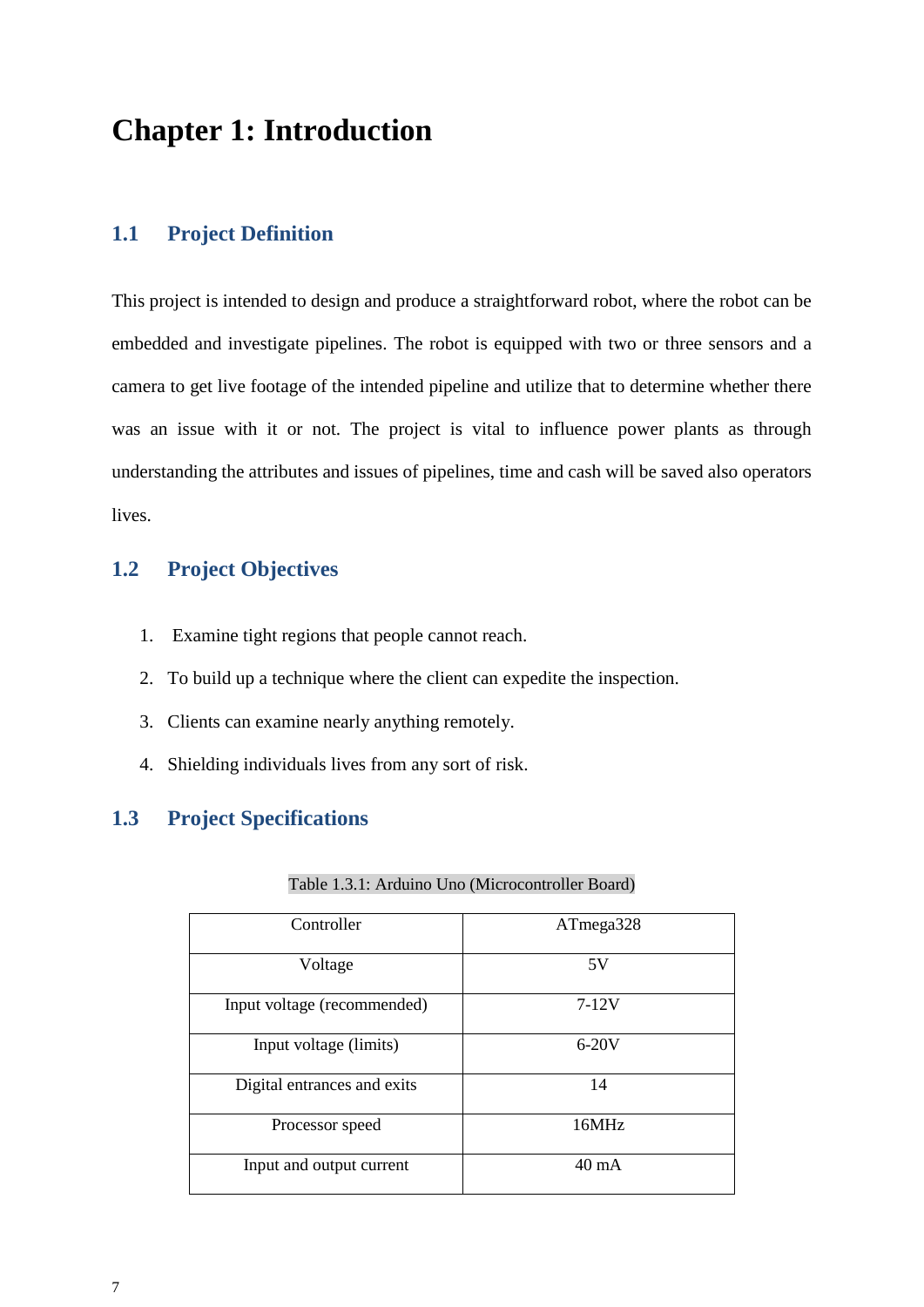# Chapter 1: Introduction

## 1.1 Project Definition

This project is intended to design and produce a straightforward robot, where the robot can be embedded and investigate pipelines. The robot is equipped with two or three sensors and a camera to get live footage of the intended pipeline and utilize that to determine whether there was an issue with it or not. The project is vital to influence power plants as through understanding the attributes and issues of pipelines, time and cash will be saved also operators lives.

## 1.2 Project Objectives

1. Examine tight regions that people cannot reach.
2. To build up a technique where the client can expedite the inspection.
3. Clients can examine nearly anything remotely.
4. Shielding individuals lives from any sort of risk.

## 1.3 Project Specifications

Table 1.3.1: Arduino Uno (Microcontroller Board)

| Controller | ATmega328 |
|---|---|
| Voltage | 5V |
| Input voltage (recommended) | 7-12V |
| Input voltage (limits) | 6-20V |
| Digital entrances and exits | 14 |
| Processor speed | 16MHz |
| Input and output current | 40 mA |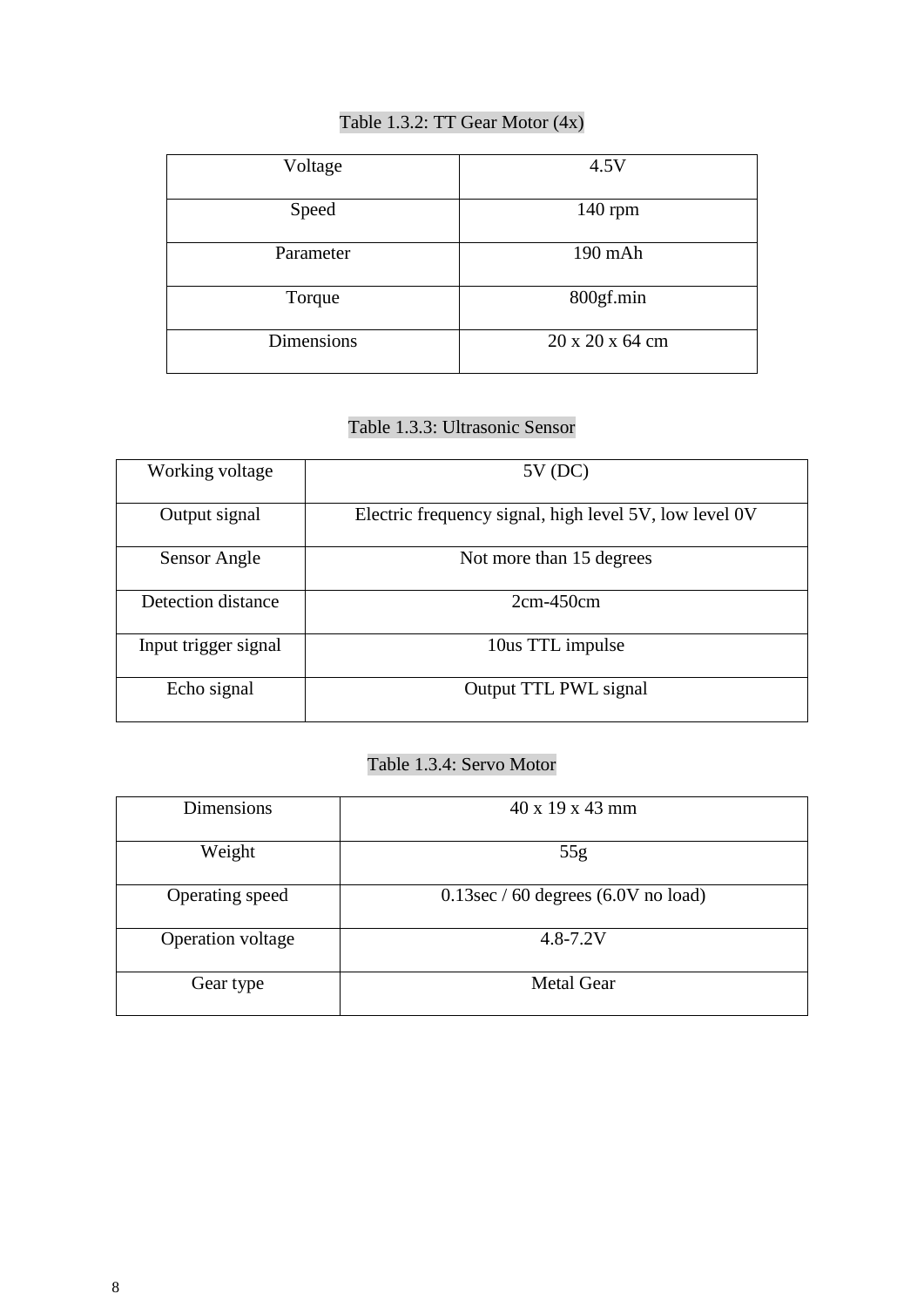Table 1.3.2: TT Gear Motor (4x)

| Voltage | 4.5V |
|---|---|
| Speed | 140 rpm |
| Parameter | 190 mAh |
| Torque | 800gf.min |
| Dimensions | 20 x 20 x 64 cm |

Table 1.3.3: Ultrasonic Sensor

| Working voltage | 5V (DC) |
|---|---|
| Output signal | Electric frequency signal, high level 5V, low level 0V |
| Sensor Angle | Not more than 15 degrees |
| Detection distance | 2cm-450cm |
| Input trigger signal | 10us TTL impulse |
| Echo signal | Output TTL PWL signal |

Table 1.3.4: Servo Motor

| Dimensions | 40 x 19 x 43 mm |
|---|---|
| Weight | 55g |
| Operating speed | 0.13sec / 60 degrees (6.0V no load) |
| Operation voltage | 4.8-7.2V |
| Gear type | Metal Gear |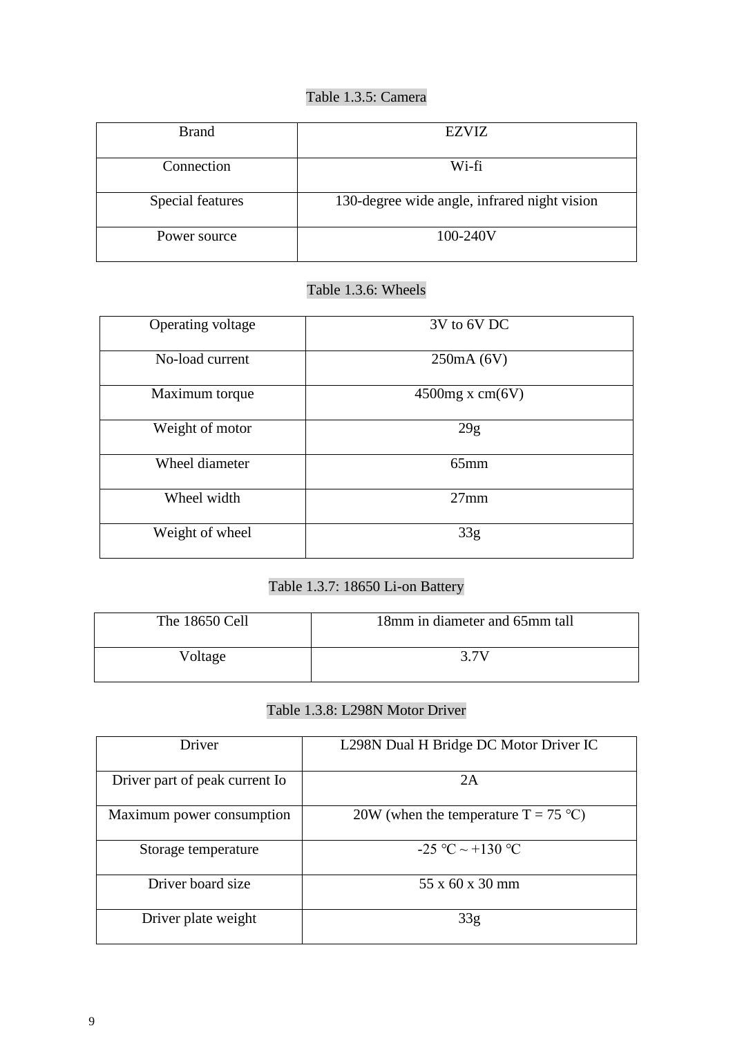Table 1.3.5: Camera

| Brand | EZVIZ |
|---|---|
| Connection | Wi-fi |
| Special features | 130-degree wide angle, infrared night vision |
| Power source | 100-240V |

Table 1.3.6: Wheels

| Operating voltage | 3V to 6V DC |
|---|---|
| No-load current | 250mA (6V) |
| Maximum torque | 4500mg x cm(6V) |
| Weight of motor | 29g |
| Wheel diameter | 65mm |
| Wheel width | 27mm |
| Weight of wheel | 33g |

Table 1.3.7: 18650 Li-on Battery

| The 18650 Cell | 18mm in diameter and 65mm tall |
|---|---|
| Voltage | 3.7V |

Table 1.3.8: L298N Motor Driver

| Driver | L298N Dual H Bridge DC Motor Driver IC |
|---|---|
| Driver part of peak current Io | 2A |
| Maximum power consumption | 20W (when the temperature T = 75 ℃) |
| Storage temperature | -25 ℃ ~ +130 ℃ |
| Driver board size | 55 x 60 x 30 mm |
| Driver plate weight | 33g |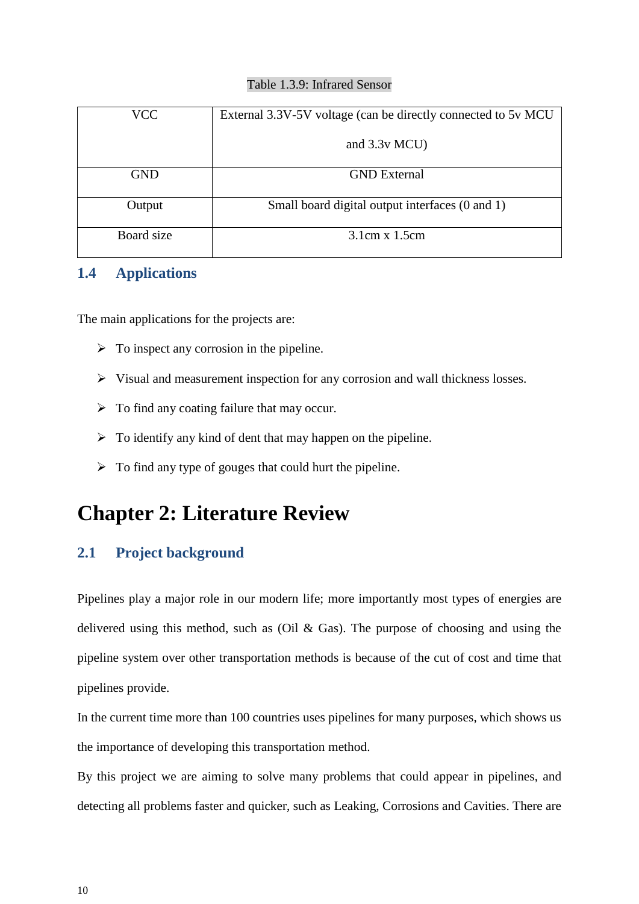Table 1.3.9: Infrared Sensor

| | |
|---|---|
| VCC | External 3.3V-5V voltage (can be directly connected to 5v MCU and 3.3v MCU) |
| GND | GND External |
| Output | Small board digital output interfaces (0 and 1) |
| Board size | 3.1cm x 1.5cm |

## 1.4 Applications

The main applications for the projects are:

- To inspect any corrosion in the pipeline.
- Visual and measurement inspection for any corrosion and wall thickness losses.
- To find any coating failure that may occur.
- To identify any kind of dent that may happen on the pipeline.
- To find any type of gouges that could hurt the pipeline.

# Chapter 2: Literature Review

## 2.1 Project background

Pipelines play a major role in our modern life; more importantly most types of energies are delivered using this method, such as (Oil & Gas). The purpose of choosing and using the pipeline system over other transportation methods is because of the cut of cost and time that pipelines provide.

In the current time more than 100 countries uses pipelines for many purposes, which shows us the importance of developing this transportation method.

By this project we are aiming to solve many problems that could appear in pipelines, and detecting all problems faster and quicker, such as Leaking, Corrosions and Cavities. There are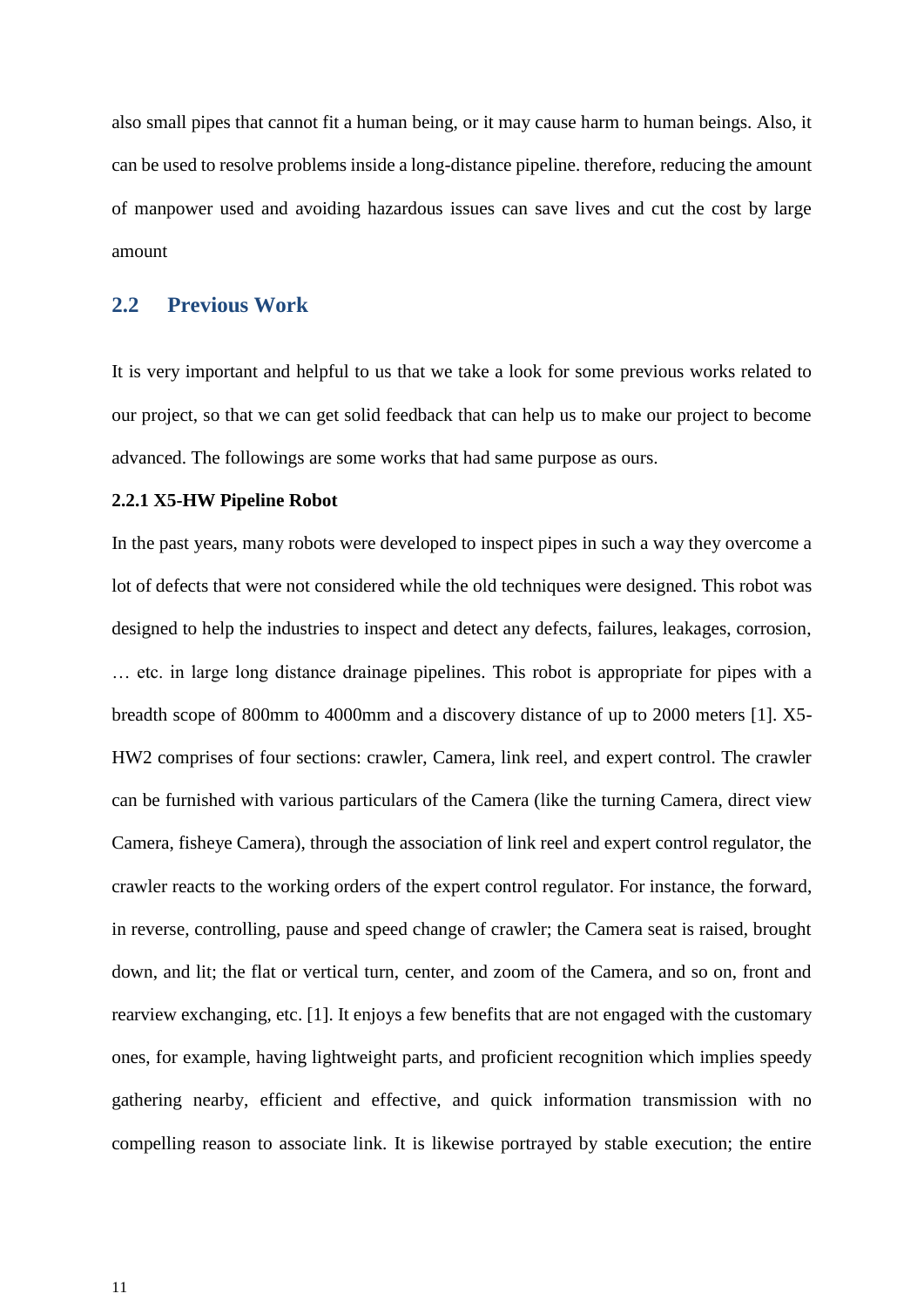also small pipes that cannot fit a human being, or it may cause harm to human beings. Also, it can be used to resolve problems inside a long-distance pipeline. therefore, reducing the amount of manpower used and avoiding hazardous issues can save lives and cut the cost by large amount

## 2.2 Previous Work

It is very important and helpful to us that we take a look for some previous works related to our project, so that we can get solid feedback that can help us to make our project to become advanced. The followings are some works that had same purpose as ours.

**2.2.1 X5-HW Pipeline Robot**

In the past years, many robots were developed to inspect pipes in such a way they overcome a lot of defects that were not considered while the old techniques were designed. This robot was designed to help the industries to inspect and detect any defects, failures, leakages, corrosion, … etc. in large long distance drainage pipelines. This robot is appropriate for pipes with a breadth scope of 800mm to 4000mm and a discovery distance of up to 2000 meters [1]. X5-HW2 comprises of four sections: crawler, Camera, link reel, and expert control. The crawler can be furnished with various particulars of the Camera (like the turning Camera, direct view Camera, fisheye Camera), through the association of link reel and expert control regulator, the crawler reacts to the working orders of the expert control regulator. For instance, the forward, in reverse, controlling, pause and speed change of crawler; the Camera seat is raised, brought down, and lit; the flat or vertical turn, center, and zoom of the Camera, and so on, front and rearview exchanging, etc. [1]. It enjoys a few benefits that are not engaged with the customary ones, for example, having lightweight parts, and proficient recognition which implies speedy gathering nearby, efficient and effective, and quick information transmission with no compelling reason to associate link. It is likewise portrayed by stable execution; the entire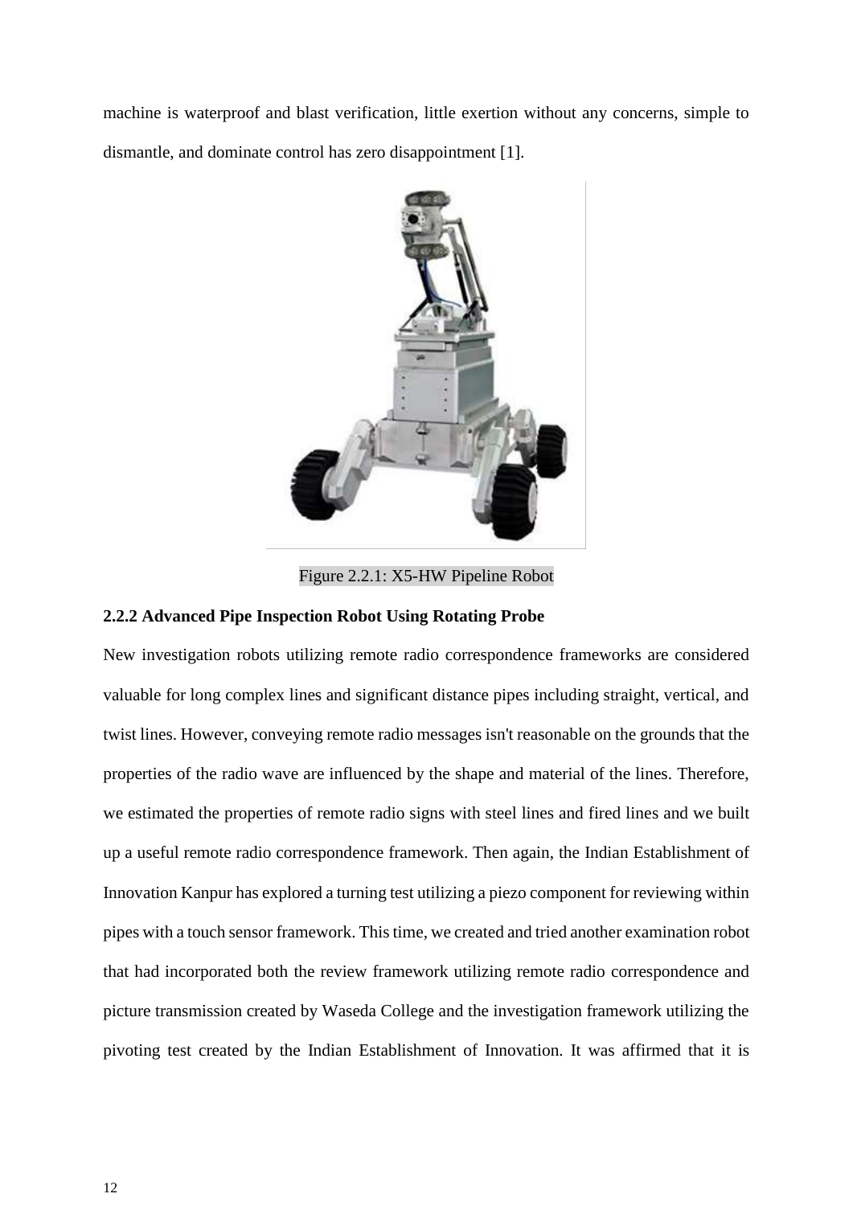machine is waterproof and blast verification, little exertion without any concerns, simple to dismantle, and dominate control has zero disappointment [1].

Figure 2.2.1: X5-HW Pipeline Robot

### 2.2.2 Advanced Pipe Inspection Robot Using Rotating Probe

New investigation robots utilizing remote radio correspondence frameworks are considered valuable for long complex lines and significant distance pipes including straight, vertical, and twist lines. However, conveying remote radio messages isn't reasonable on the grounds that the properties of the radio wave are influenced by the shape and material of the lines. Therefore, we estimated the properties of remote radio signs with steel lines and fired lines and we built up a useful remote radio correspondence framework. Then again, the Indian Establishment of Innovation Kanpur has explored a turning test utilizing a piezo component for reviewing within pipes with a touch sensor framework. This time, we created and tried another examination robot that had incorporated both the review framework utilizing remote radio correspondence and picture transmission created by Waseda College and the investigation framework utilizing the pivoting test created by the Indian Establishment of Innovation. It was affirmed that it is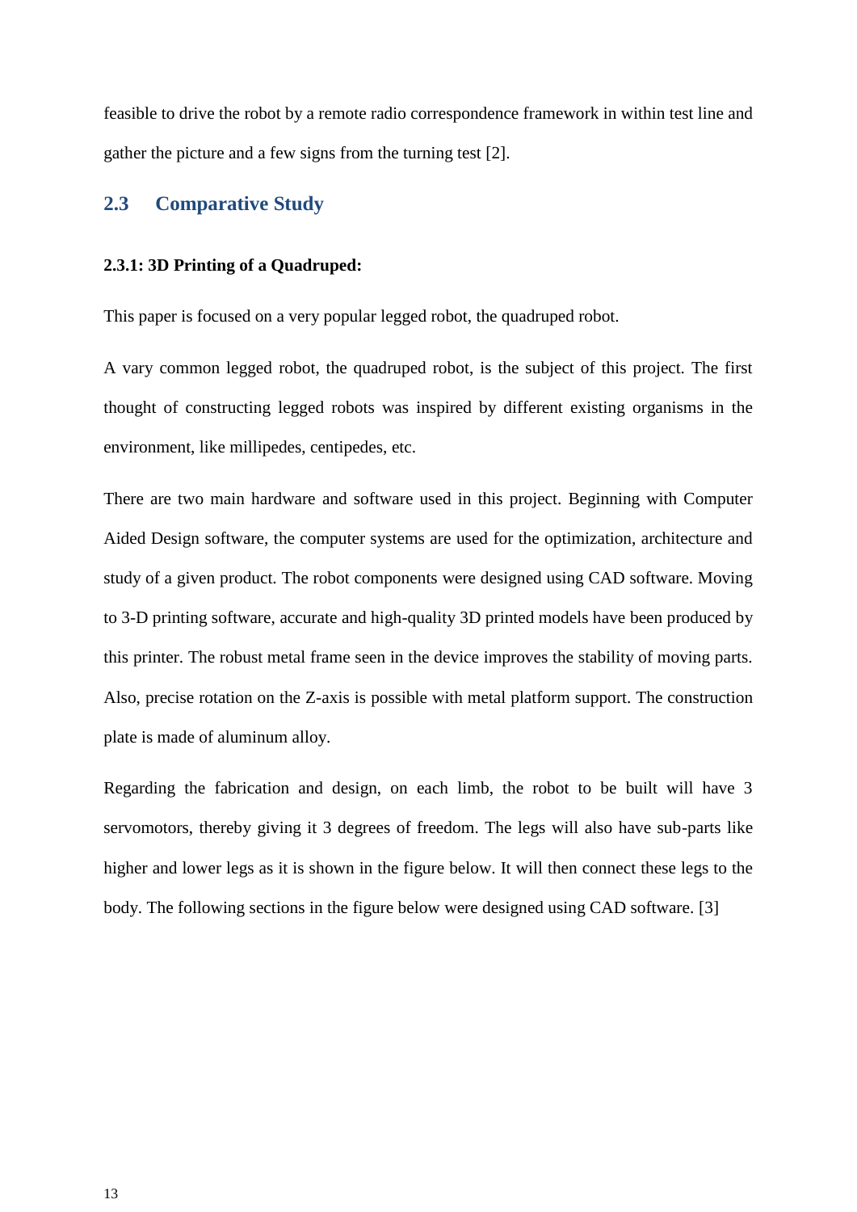feasible to drive the robot by a remote radio correspondence framework in within test line and gather the picture and a few signs from the turning test [2].

## 2.3 Comparative Study

### 2.3.1: 3D Printing of a Quadruped:

This paper is focused on a very popular legged robot, the quadruped robot.

A vary common legged robot, the quadruped robot, is the subject of this project. The first thought of constructing legged robots was inspired by different existing organisms in the environment, like millipedes, centipedes, etc.

There are two main hardware and software used in this project. Beginning with Computer Aided Design software, the computer systems are used for the optimization, architecture and study of a given product. The robot components were designed using CAD software. Moving to 3-D printing software, accurate and high-quality 3D printed models have been produced by this printer. The robust metal frame seen in the device improves the stability of moving parts. Also, precise rotation on the Z-axis is possible with metal platform support. The construction plate is made of aluminum alloy.

Regarding the fabrication and design, on each limb, the robot to be built will have 3 servomotors, thereby giving it 3 degrees of freedom. The legs will also have sub-parts like higher and lower legs as it is shown in the figure below. It will then connect these legs to the body. The following sections in the figure below were designed using CAD software. [3]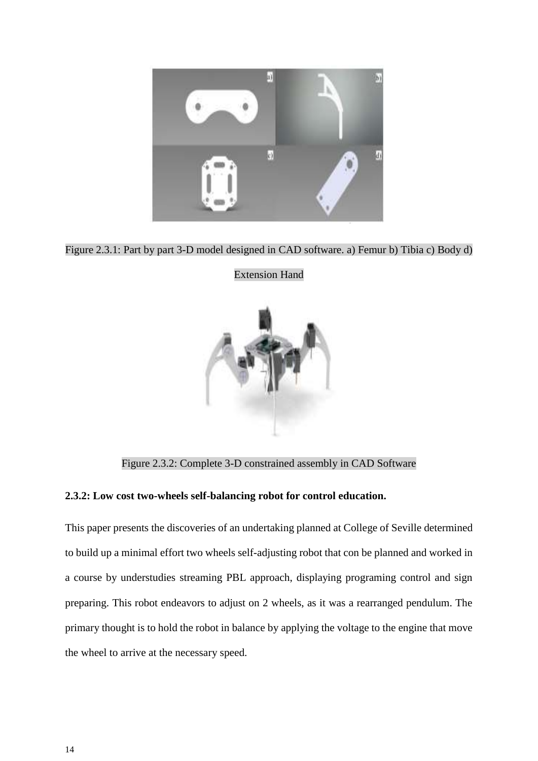Figure 2.3.1: Part by part 3-D model designed in CAD software. a) Femur b) Tibia c) Body d) Extension Hand

Figure 2.3.2: Complete 3-D constrained assembly in CAD Software

**2.3.2: Low cost two-wheels self-balancing robot for control education.**

This paper presents the discoveries of an undertaking planned at College of Seville determined to build up a minimal effort two wheels self-adjusting robot that con be planned and worked in a course by understudies streaming PBL approach, displaying programing control and sign preparing. This robot endeavors to adjust on 2 wheels, as it was a rearranged pendulum. The primary thought is to hold the robot in balance by applying the voltage to the engine that move the wheel to arrive at the necessary speed.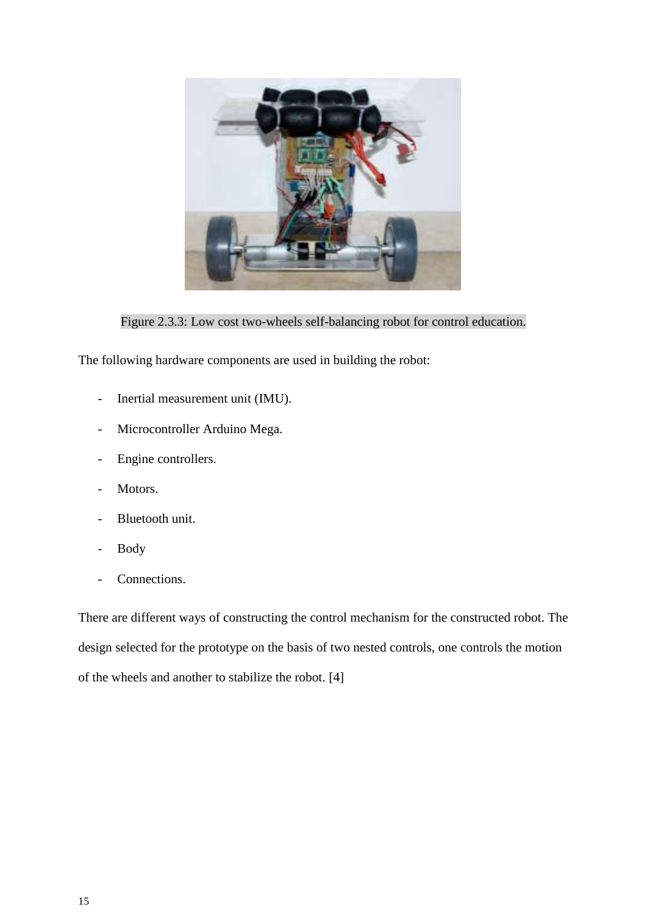Figure 2.3.3: Low cost two-wheels self-balancing robot for control education.

The following hardware components are used in building the robot:

- Inertial measurement unit (IMU).
- Microcontroller Arduino Mega.
- Engine controllers.
- Motors.
- Bluetooth unit.
- Body
- Connections.

There are different ways of constructing the control mechanism for the constructed robot. The design selected for the prototype on the basis of two nested controls, one controls the motion of the wheels and another to stabilize the robot. [4]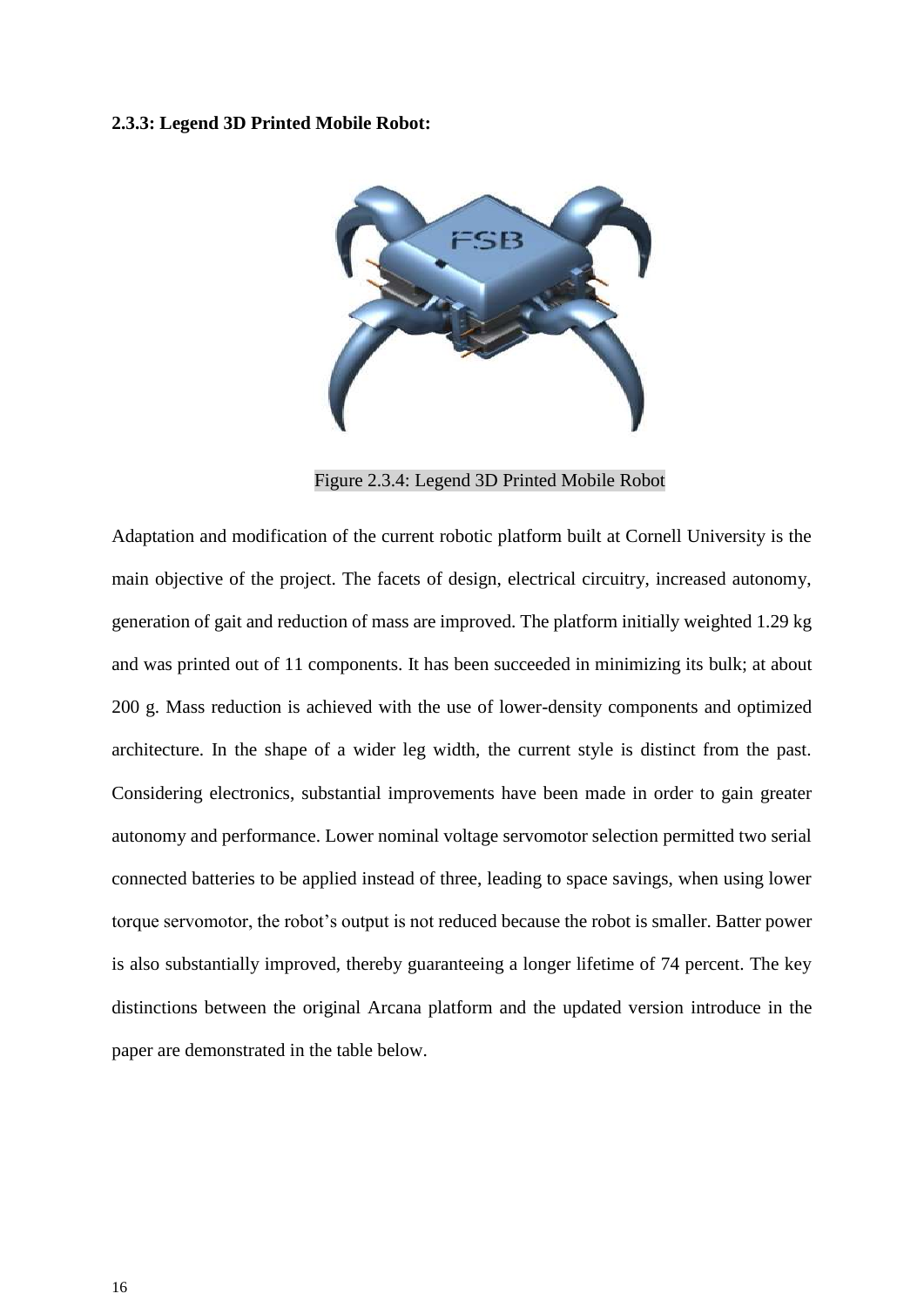**2.3.3: Legend 3D Printed Mobile Robot:**

Figure 2.3.4: Legend 3D Printed Mobile Robot

Adaptation and modification of the current robotic platform built at Cornell University is the main objective of the project. The facets of design, electrical circuitry, increased autonomy, generation of gait and reduction of mass are improved. The platform initially weighted 1.29 kg and was printed out of 11 components. It has been succeeded in minimizing its bulk; at about 200 g. Mass reduction is achieved with the use of lower-density components and optimized architecture. In the shape of a wider leg width, the current style is distinct from the past. Considering electronics, substantial improvements have been made in order to gain greater autonomy and performance. Lower nominal voltage servomotor selection permitted two serial connected batteries to be applied instead of three, leading to space savings, when using lower torque servomotor, the robot's output is not reduced because the robot is smaller. Batter power is also substantially improved, thereby guaranteeing a longer lifetime of 74 percent. The key distinctions between the original Arcana platform and the updated version introduce in the paper are demonstrated in the table below.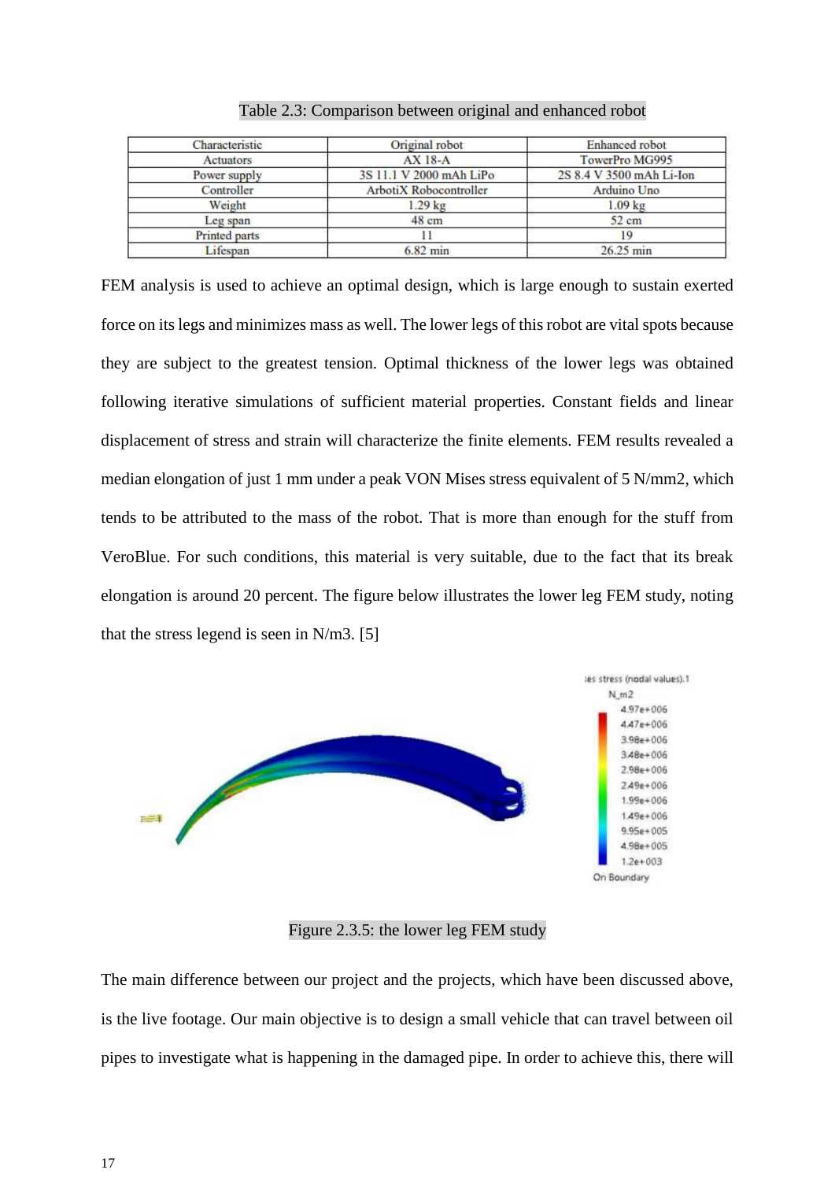Table 2.3: Comparison between original and enhanced robot

| Characteristic | Original robot | Enhanced robot |
|---|---|---|
| Actuators | AX 18-A | TowerPro MG995 |
| Power supply | 3S 11.1 V 2000 mAh LiPo | 2S 8.4 V 3500 mAh Li-Ion |
| Controller | ArbotiX Robocontroller | Arduino Uno |
| Weight | 1.29 kg | 1.09 kg |
| Leg span | 48 cm | 52 cm |
| Printed parts | 11 | 19 |
| Lifespan | 6.82 min | 26.25 min |

FEM analysis is used to achieve an optimal design, which is large enough to sustain exerted force on its legs and minimizes mass as well. The lower legs of this robot are vital spots because they are subject to the greatest tension. Optimal thickness of the lower legs was obtained following iterative simulations of sufficient material properties. Constant fields and linear displacement of stress and strain will characterize the finite elements. FEM results revealed a median elongation of just 1 mm under a peak VON Mises stress equivalent of 5 N/mm2, which tends to be attributed to the mass of the robot. That is more than enough for the stuff from VeroBlue. For such conditions, this material is very suitable, due to the fact that its break elongation is around 20 percent. The figure below illustrates the lower leg FEM study, noting that the stress legend is seen in N/m3. [5]

Figure 2.3.5: the lower leg FEM study

The main difference between our project and the projects, which have been discussed above, is the live footage. Our main objective is to design a small vehicle that can travel between oil pipes to investigate what is happening in the damaged pipe. In order to achieve this, there will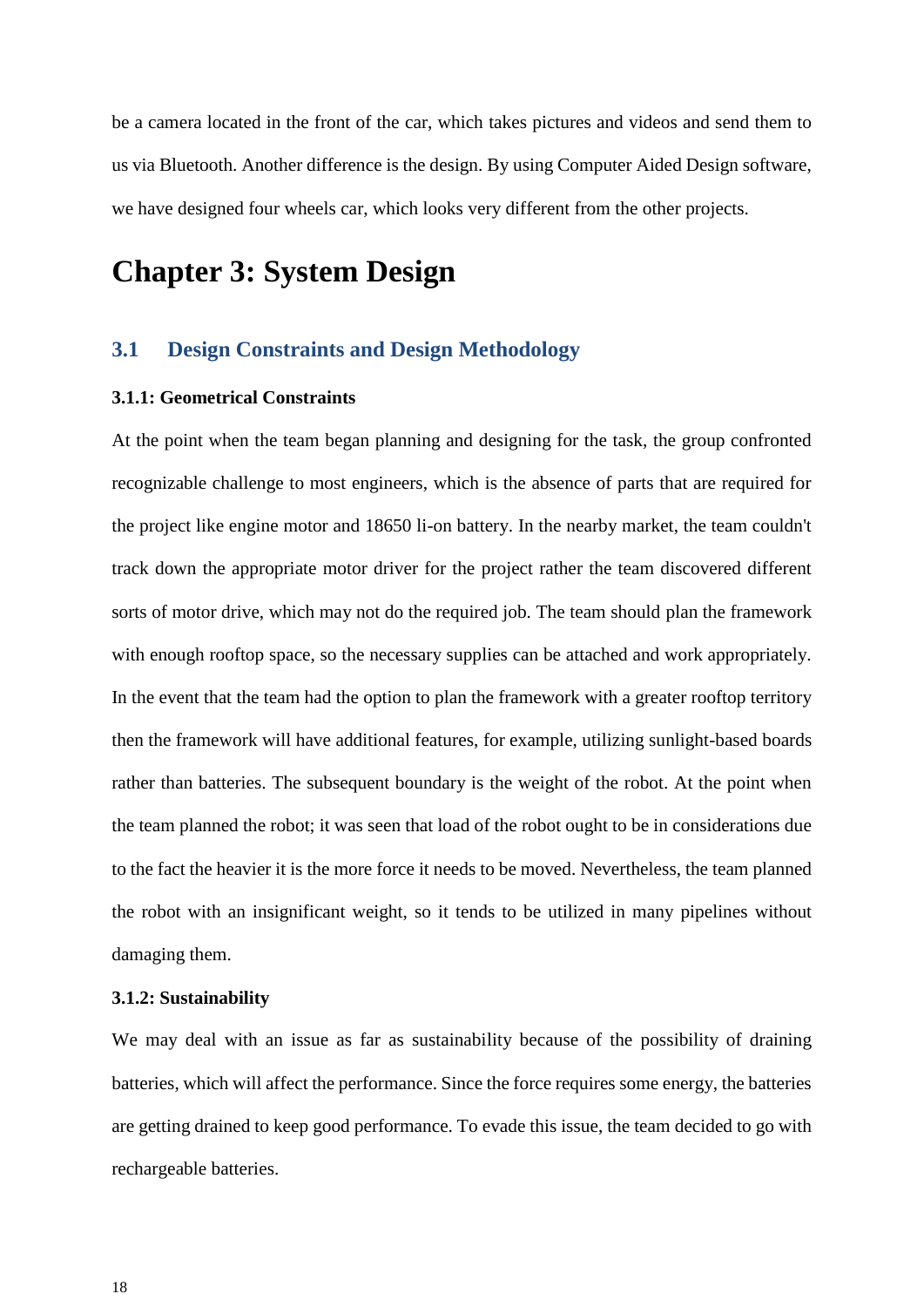be a camera located in the front of the car, which takes pictures and videos and send them to us via Bluetooth. Another difference is the design. By using Computer Aided Design software, we have designed four wheels car, which looks very different from the other projects.

# Chapter 3: System Design

## 3.1 Design Constraints and Design Methodology

### 3.1.1: Geometrical Constraints

At the point when the team began planning and designing for the task, the group confronted recognizable challenge to most engineers, which is the absence of parts that are required for the project like engine motor and 18650 li-on battery. In the nearby market, the team couldn't track down the appropriate motor driver for the project rather the team discovered different sorts of motor drive, which may not do the required job. The team should plan the framework with enough rooftop space, so the necessary supplies can be attached and work appropriately. In the event that the team had the option to plan the framework with a greater rooftop territory then the framework will have additional features, for example, utilizing sunlight-based boards rather than batteries. The subsequent boundary is the weight of the robot. At the point when the team planned the robot; it was seen that load of the robot ought to be in considerations due to the fact the heavier it is the more force it needs to be moved. Nevertheless, the team planned the robot with an insignificant weight, so it tends to be utilized in many pipelines without damaging them.

### 3.1.2: Sustainability

We may deal with an issue as far as sustainability because of the possibility of draining batteries, which will affect the performance. Since the force requires some energy, the batteries are getting drained to keep good performance. To evade this issue, the team decided to go with rechargeable batteries.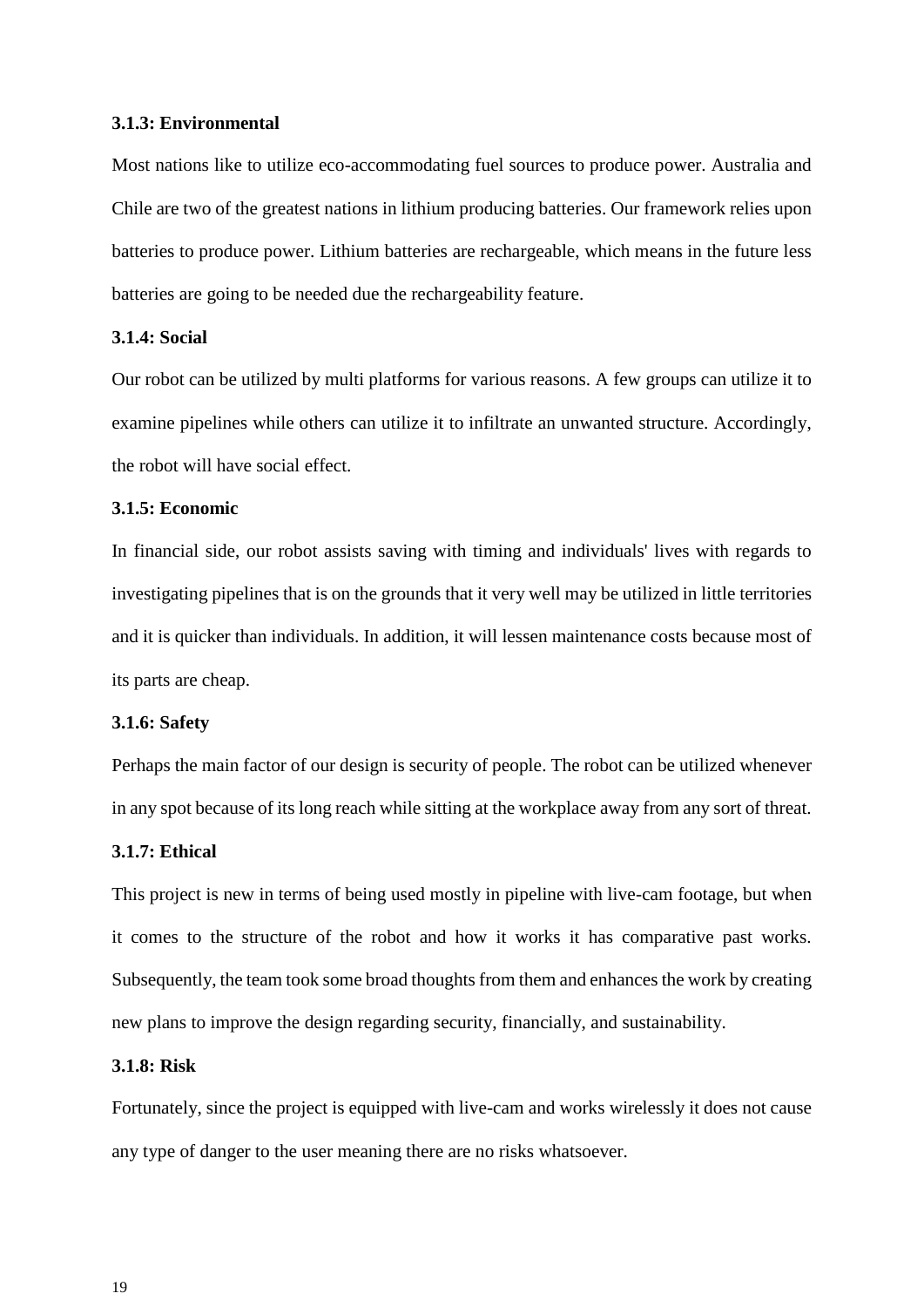### 3.1.3: Environmental

Most nations like to utilize eco-accommodating fuel sources to produce power. Australia and Chile are two of the greatest nations in lithium producing batteries. Our framework relies upon batteries to produce power. Lithium batteries are rechargeable, which means in the future less batteries are going to be needed due the rechargeability feature.

### 3.1.4: Social

Our robot can be utilized by multi platforms for various reasons. A few groups can utilize it to examine pipelines while others can utilize it to infiltrate an unwanted structure. Accordingly, the robot will have social effect.

### 3.1.5: Economic

In financial side, our robot assists saving with timing and individuals' lives with regards to investigating pipelines that is on the grounds that it very well may be utilized in little territories and it is quicker than individuals. In addition, it will lessen maintenance costs because most of its parts are cheap.

### 3.1.6: Safety

Perhaps the main factor of our design is security of people. The robot can be utilized whenever in any spot because of its long reach while sitting at the workplace away from any sort of threat.

### 3.1.7: Ethical

This project is new in terms of being used mostly in pipeline with live-cam footage, but when it comes to the structure of the robot and how it works it has comparative past works. Subsequently, the team took some broad thoughts from them and enhances the work by creating new plans to improve the design regarding security, financially, and sustainability.

### 3.1.8: Risk

Fortunately, since the project is equipped with live-cam and works wirelessly it does not cause any type of danger to the user meaning there are no risks whatsoever.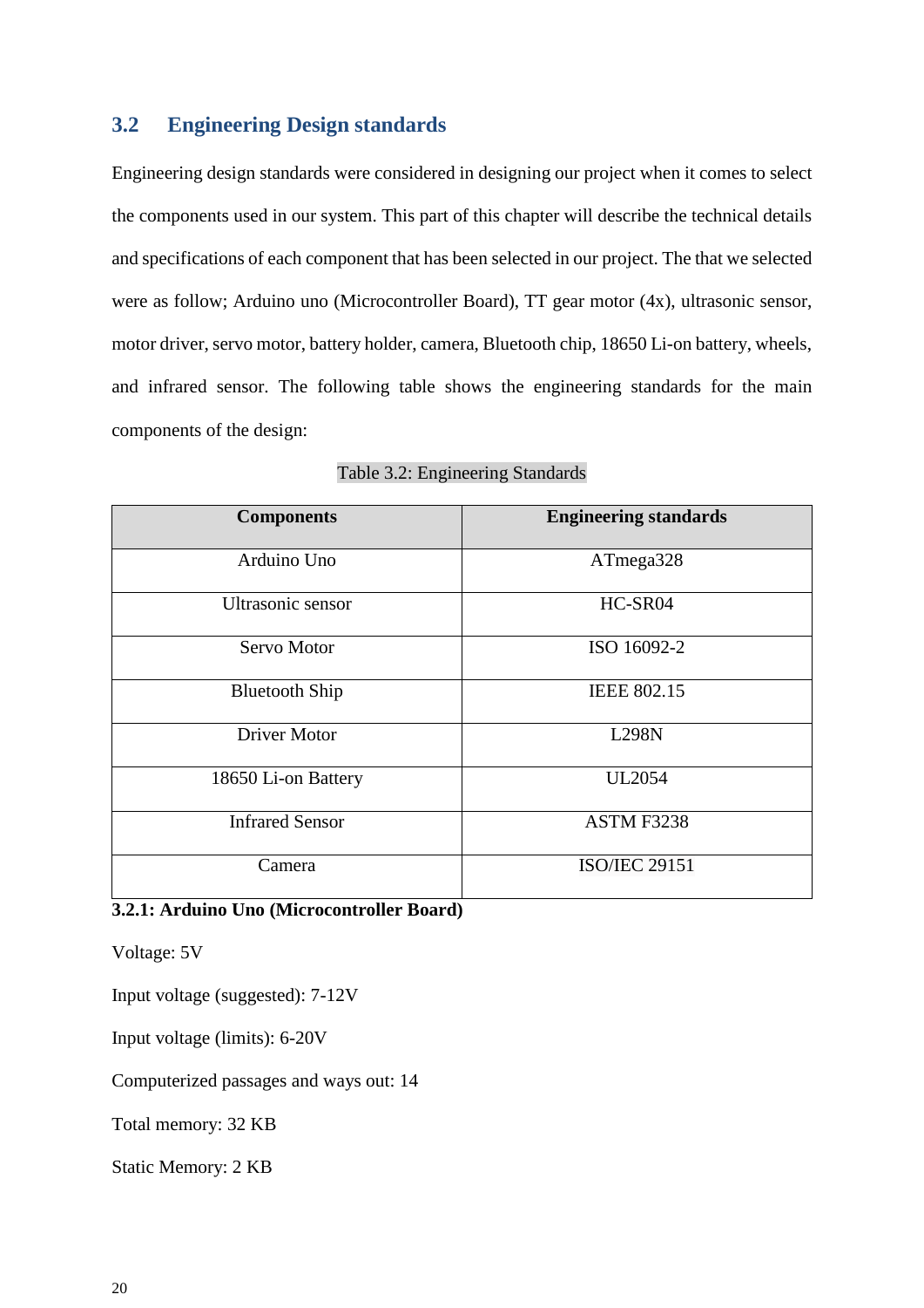## 3.2 Engineering Design standards

Engineering design standards were considered in designing our project when it comes to select the components used in our system. This part of this chapter will describe the technical details and specifications of each component that has been selected in our project. The that we selected were as follow; Arduino uno (Microcontroller Board), TT gear motor (4x), ultrasonic sensor, motor driver, servo motor, battery holder, camera, Bluetooth chip, 18650 Li-on battery, wheels, and infrared sensor. The following table shows the engineering standards for the main components of the design:

Table 3.2: Engineering Standards

| Components | Engineering standards |
|---|---|
| Arduino Uno | ATmega328 |
| Ultrasonic sensor | HC-SR04 |
| Servo Motor | ISO 16092-2 |
| Bluetooth Ship | IEEE 802.15 |
| Driver Motor | L298N |
| 18650 Li-on Battery | UL2054 |
| Infrared Sensor | ASTM F3238 |
| Camera | ISO/IEC 29151 |

**3.2.1: Arduino Uno (Microcontroller Board)**

Voltage: 5V

Input voltage (suggested): 7-12V

Input voltage (limits): 6-20V

Computerized passages and ways out: 14

Total memory: 32 KB

Static Memory: 2 KB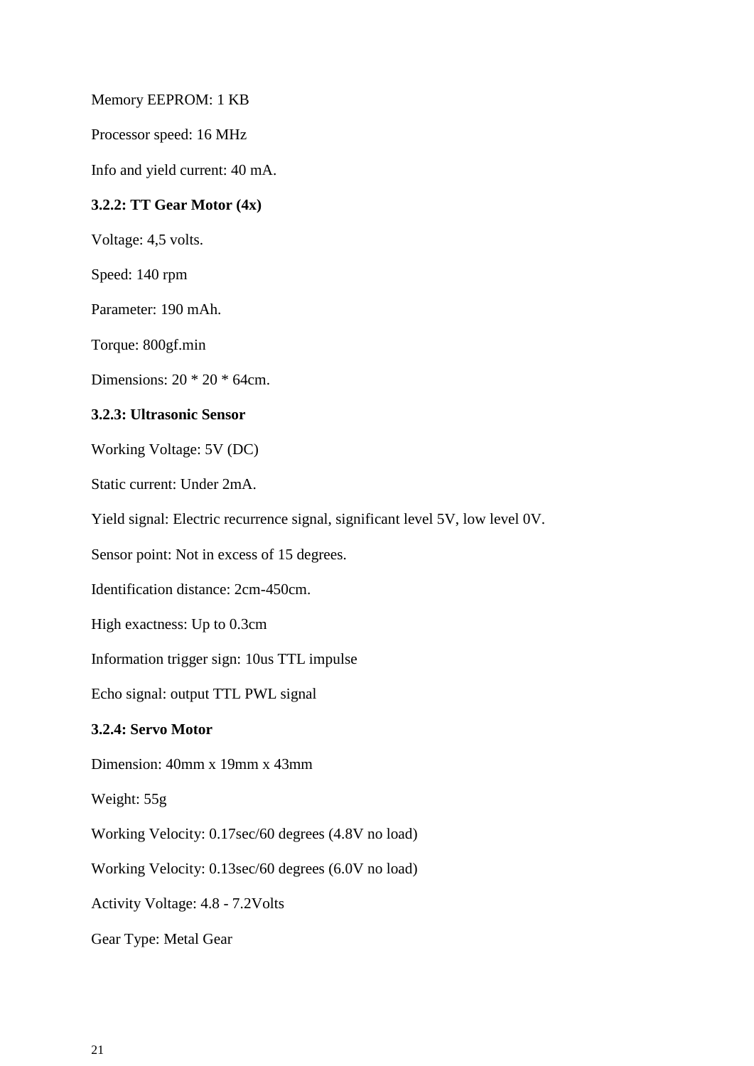Memory EEPROM: 1 KB

Processor speed: 16 MHz

Info and yield current: 40 mA.

### 3.2.2: TT Gear Motor (4x)

Voltage: 4,5 volts.

Speed: 140 rpm

Parameter: 190 mAh.

Torque: 800gf.min

Dimensions: 20 * 20 * 64cm.

### 3.2.3: Ultrasonic Sensor

Working Voltage: 5V (DC)

Static current: Under 2mA.

Yield signal: Electric recurrence signal, significant level 5V, low level 0V.

Sensor point: Not in excess of 15 degrees.

Identification distance: 2cm-450cm.

High exactness: Up to 0.3cm

Information trigger sign: 10us TTL impulse

Echo signal: output TTL PWL signal

### 3.2.4: Servo Motor

Dimension: 40mm x 19mm x 43mm

Weight: 55g

Working Velocity: 0.17sec/60 degrees (4.8V no load)

Working Velocity: 0.13sec/60 degrees (6.0V no load)

Activity Voltage: 4.8 - 7.2Volts

Gear Type: Metal Gear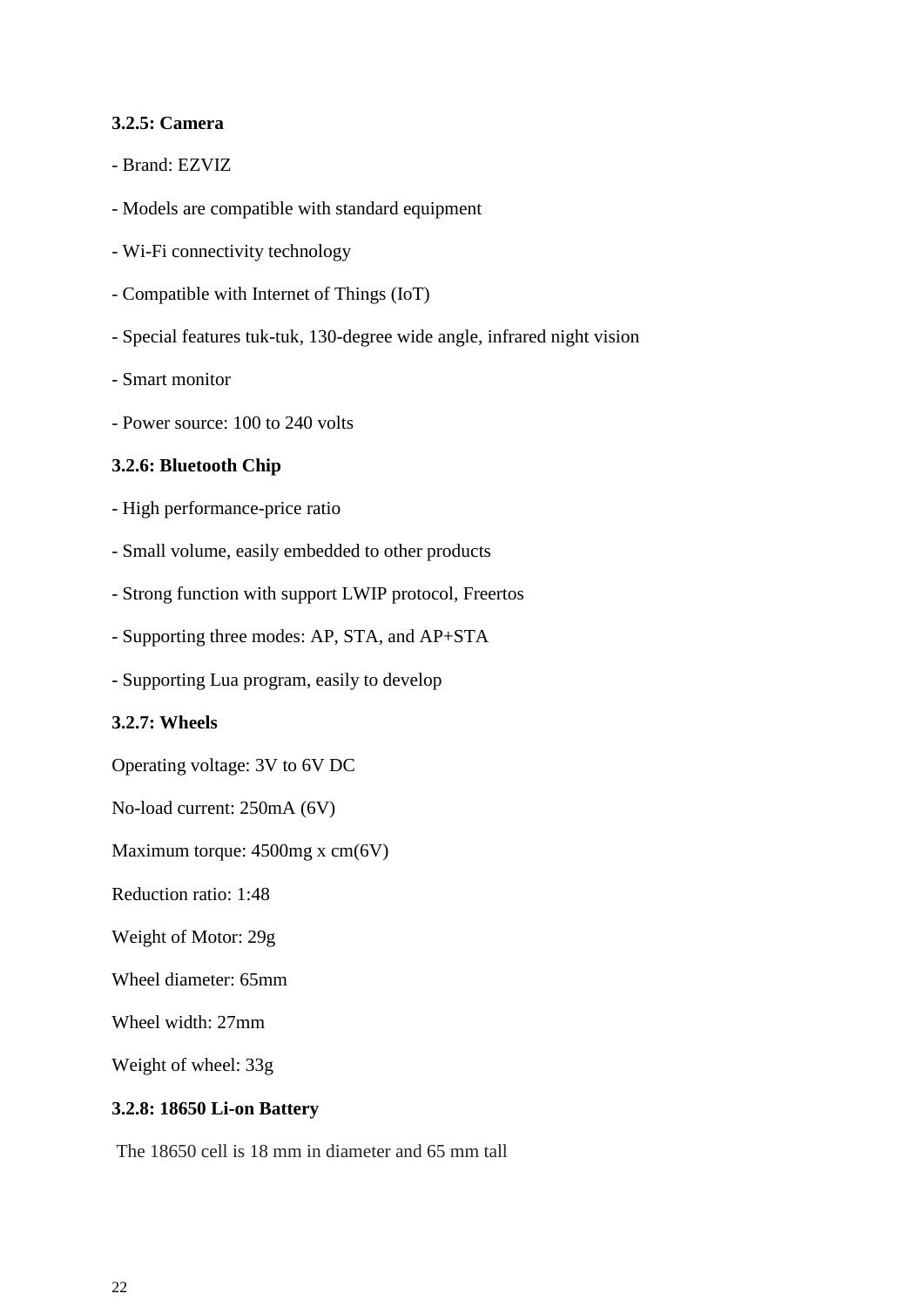### 3.2.5: Camera

- Brand: EZVIZ
- Models are compatible with standard equipment
- Wi-Fi connectivity technology
- Compatible with Internet of Things (IoT)
- Special features tuk-tuk, 130-degree wide angle, infrared night vision
- Smart monitor
- Power source: 100 to 240 volts

### 3.2.6: Bluetooth Chip

- High performance-price ratio
- Small volume, easily embedded to other products
- Strong function with support LWIP protocol, Freertos
- Supporting three modes: AP, STA, and AP+STA
- Supporting Lua program, easily to develop

### 3.2.7: Wheels

Operating voltage: 3V to 6V DC

No-load current: 250mA (6V)

Maximum torque: 4500mg x cm(6V)

Reduction ratio: 1:48

Weight of Motor: 29g

Wheel diameter: 65mm

Wheel width: 27mm

Weight of wheel: 33g

### 3.2.8: 18650 Li-on Battery

The 18650 cell is 18 mm in diameter and 65 mm tall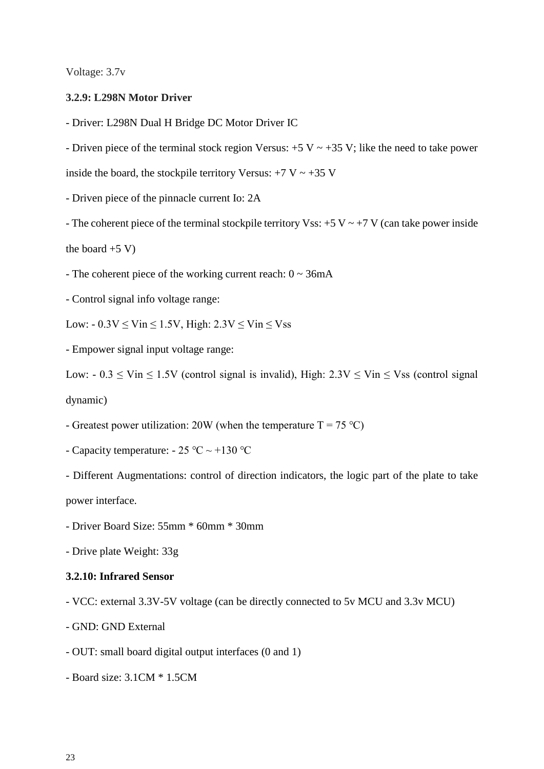Voltage: 3.7v

### 3.2.9: L298N Motor Driver

- Driver: L298N Dual H Bridge DC Motor Driver IC
- Driven piece of the terminal stock region Versus: +5 V ~ +35 V; like the need to take power inside the board, the stockpile territory Versus: +7 V ~ +35 V
- Driven piece of the pinnacle current Io: 2A
- The coherent piece of the terminal stockpile territory Vss: +5 V ~ +7 V (can take power inside the board +5 V)
- The coherent piece of the working current reach: 0 ~ 36mA
- Control signal info voltage range:

Low: - 0.3V ≤ Vin ≤ 1.5V, High: 2.3V ≤ Vin ≤ Vss

- Empower signal input voltage range:

Low: - 0.3 ≤ Vin ≤ 1.5V (control signal is invalid), High: 2.3V ≤ Vin ≤ Vss (control signal dynamic)

- Greatest power utilization: 20W (when the temperature T = 75 ℃)
- Capacity temperature: - 25 ℃ ~ +130 ℃
- Different Augmentations: control of direction indicators, the logic part of the plate to take power interface.
- Driver Board Size: 55mm * 60mm * 30mm
- Drive plate Weight: 33g

### 3.2.10: Infrared Sensor

- VCC: external 3.3V-5V voltage (can be directly connected to 5v MCU and 3.3v MCU)
- GND: GND External
- OUT: small board digital output interfaces (0 and 1)
- Board size: 3.1CM * 1.5CM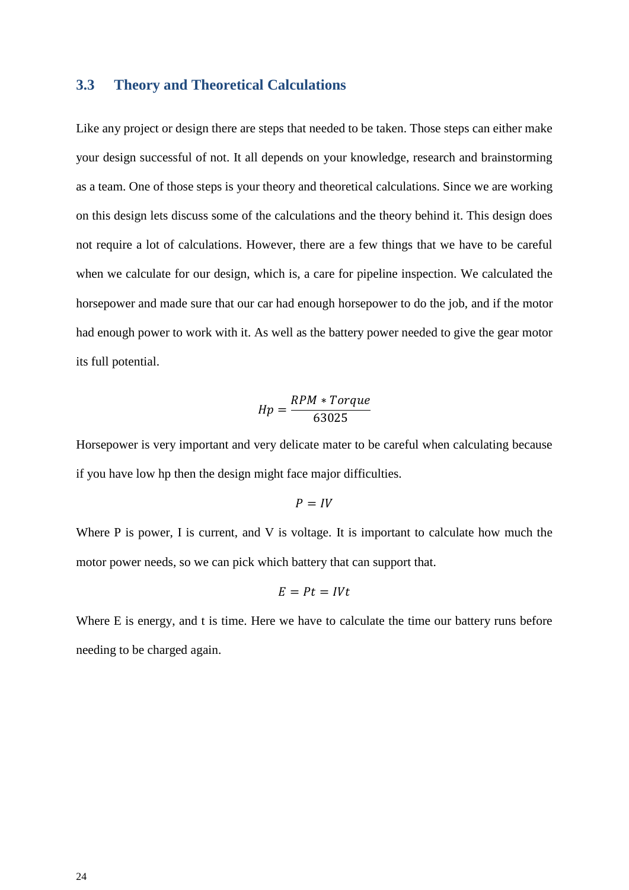## 3.3 Theory and Theoretical Calculations

Like any project or design there are steps that needed to be taken. Those steps can either make your design successful of not. It all depends on your knowledge, research and brainstorming as a team. One of those steps is your theory and theoretical calculations. Since we are working on this design lets discuss some of the calculations and the theory behind it. This design does not require a lot of calculations. However, there are a few things that we have to be careful when we calculate for our design, which is, a care for pipeline inspection. We calculated the horsepower and made sure that our car had enough horsepower to do the job, and if the motor had enough power to work with it. As well as the battery power needed to give the gear motor its full potential.

$$Hp = \frac{RPM * Torque}{63025}$$

Horsepower is very important and very delicate mater to be careful when calculating because if you have low hp then the design might face major difficulties.

$$P = IV$$

Where P is power, I is current, and V is voltage. It is important to calculate how much the motor power needs, so we can pick which battery that can support that.

$$E = Pt = IVt$$

Where E is energy, and t is time. Here we have to calculate the time our battery runs before needing to be charged again.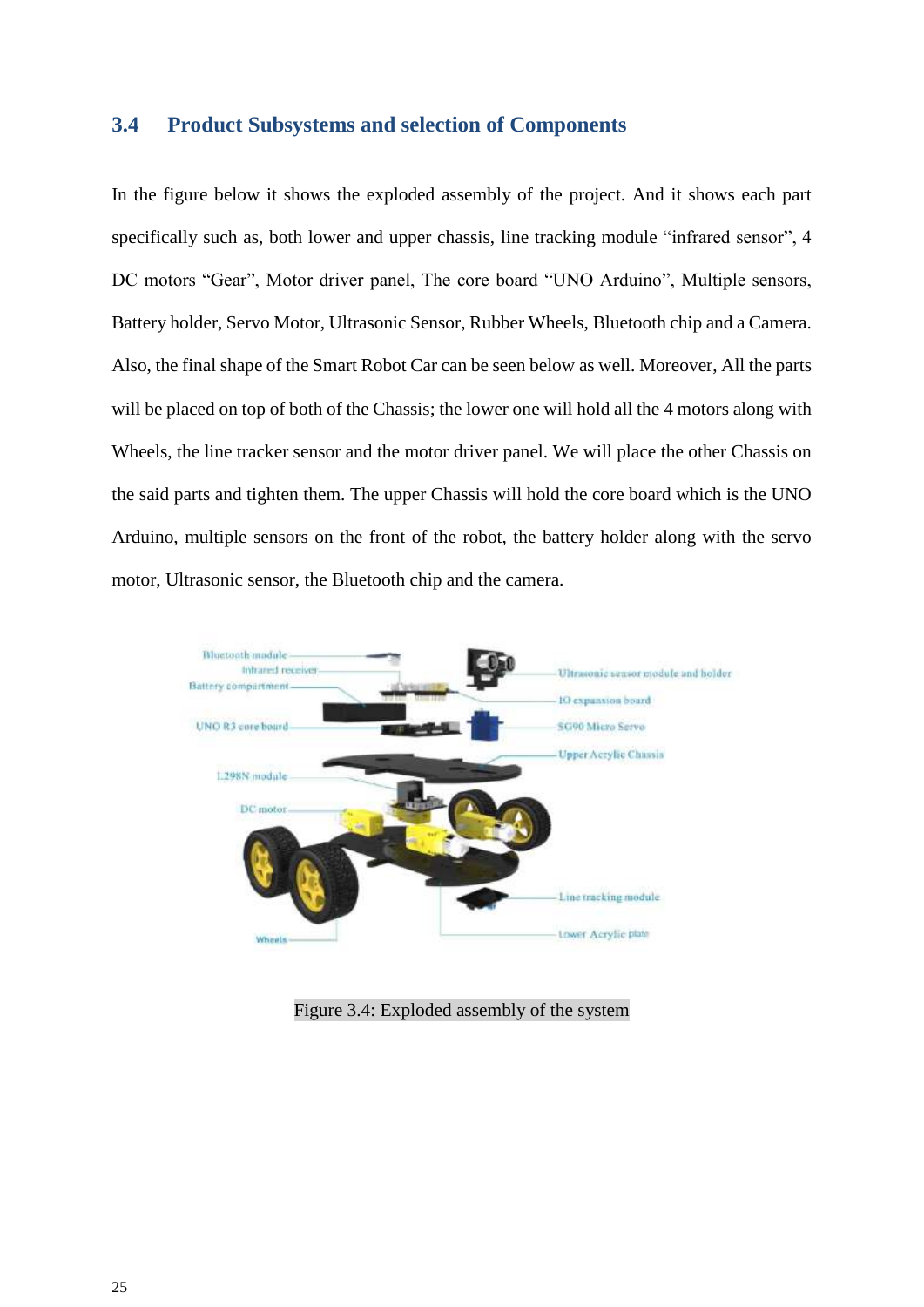## 3.4 Product Subsystems and selection of Components

In the figure below it shows the exploded assembly of the project. And it shows each part specifically such as, both lower and upper chassis, line tracking module "infrared sensor", 4 DC motors "Gear", Motor driver panel, The core board "UNO Arduino", Multiple sensors, Battery holder, Servo Motor, Ultrasonic Sensor, Rubber Wheels, Bluetooth chip and a Camera. Also, the final shape of the Smart Robot Car can be seen below as well. Moreover, All the parts will be placed on top of both of the Chassis; the lower one will hold all the 4 motors along with Wheels, the line tracker sensor and the motor driver panel. We will place the other Chassis on the said parts and tighten them. The upper Chassis will hold the core board which is the UNO Arduino, multiple sensors on the front of the robot, the battery holder along with the servo motor, Ultrasonic sensor, the Bluetooth chip and the camera.

Figure 3.4: Exploded assembly of the system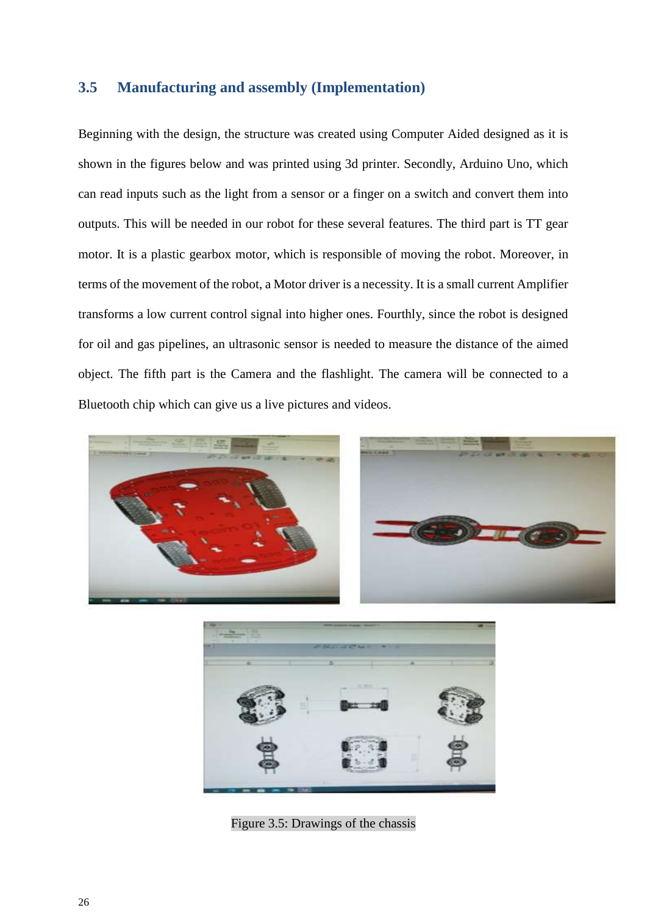## 3.5 Manufacturing and assembly (Implementation)

Beginning with the design, the structure was created using Computer Aided designed as it is shown in the figures below and was printed using 3d printer. Secondly, Arduino Uno, which can read inputs such as the light from a sensor or a finger on a switch and convert them into outputs. This will be needed in our robot for these several features. The third part is TT gear motor. It is a plastic gearbox motor, which is responsible of moving the robot. Moreover, in terms of the movement of the robot, a Motor driver is a necessity. It is a small current Amplifier transforms a low current control signal into higher ones. Fourthly, since the robot is designed for oil and gas pipelines, an ultrasonic sensor is needed to measure the distance of the aimed object. The fifth part is the Camera and the flashlight. The camera will be connected to a Bluetooth chip which can give us a live pictures and videos.

Figure 3.5: Drawings of the chassis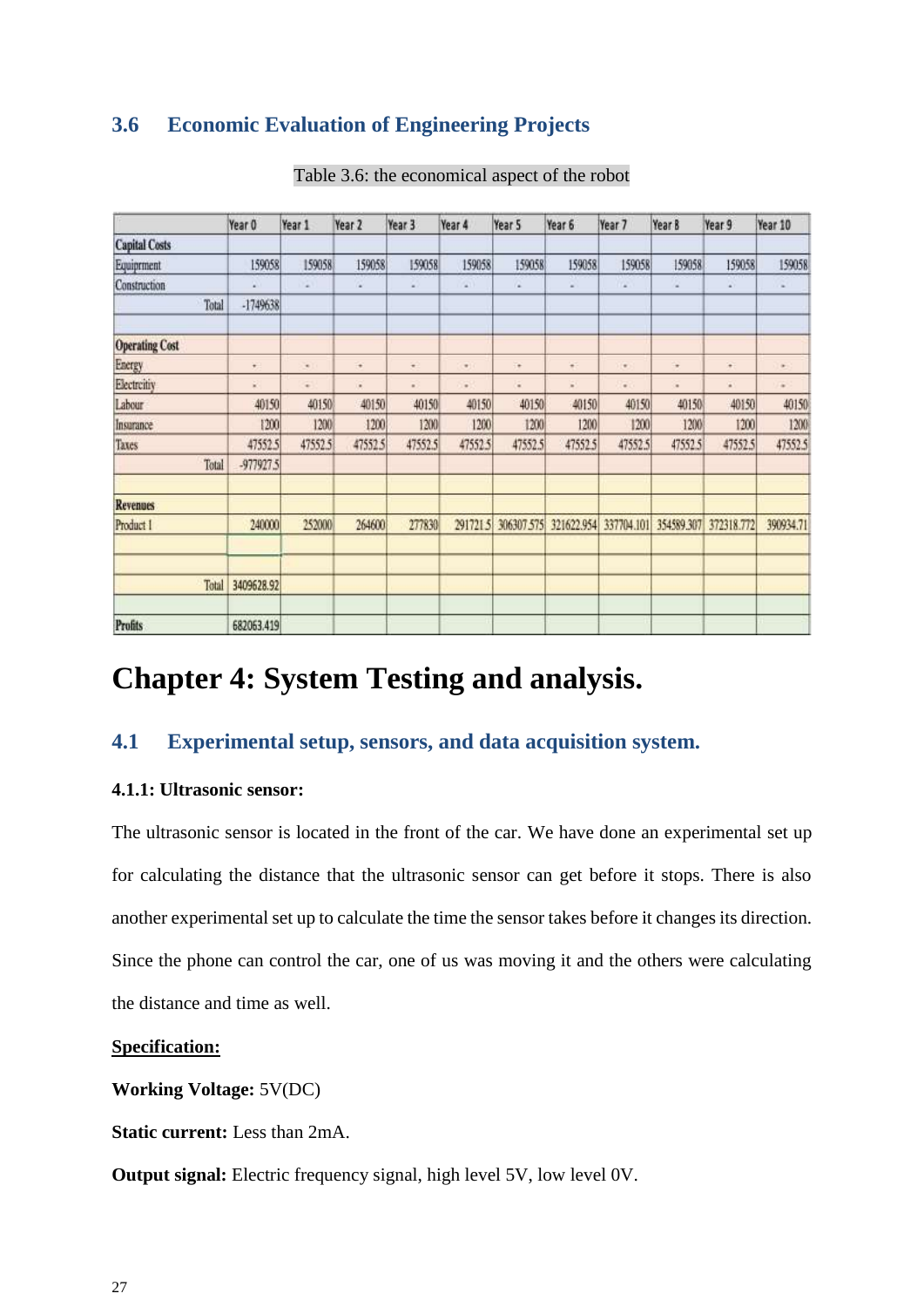## 3.6 Economic Evaluation of Engineering Projects

Table 3.6: the economical aspect of the robot

| | Year 0 | Year 1 | Year 2 | Year 3 | Year 4 | Year 5 | Year 6 | Year 7 | Year 8 | Year 9 | Year 10 |
|---|---|---|---|---|---|---|---|---|---|---|---|
| **Capital Costs** | | | | | | | | | | | |
| Equipment | 159058 | 159058 | 159058 | 159058 | 159058 | 159058 | 159058 | 159058 | 159058 | 159058 | 159058 |
| Construction | - | - | - | - | - | - | - | - | - | - | - |
| Total | -1749638 | | | | | | | | | | |
| | | | | | | | | | | | |
| **Operating Cost** | | | | | | | | | | | |
| Energy | - | - | - | - | - | - | - | - | - | - | - |
| Electricity | - | - | - | - | - | - | - | - | - | - | - |
| Labour | 40150 | 40150 | 40150 | 40150 | 40150 | 40150 | 40150 | 40150 | 40150 | 40150 | 40150 |
| Insurance | 1200 | 1200 | 1200 | 1200 | 1200 | 1200 | 1200 | 1200 | 1200 | 1200 | 1200 |
| Taxes | 47552.5 | 47552.5 | 47552.5 | 47552.5 | 47552.5 | 47552.5 | 47552.5 | 47552.5 | 47552.5 | 47552.5 | 47552.5 |
| Total | -977927.5 | | | | | | | | | | |
| | | | | | | | | | | | |
| **Revenues** | | | | | | | | | | | |
| Product 1 | 240000 | 252000 | 264600 | 277830 | 291721.5 | 306307.575 | 321622.954 | 337704.101 | 354589.307 | 372318.772 | 390934.71 |
| | | | | | | | | | | | |
| | | | | | | | | | | | |
| Total | 3409628.92 | | | | | | | | | | |
| | | | | | | | | | | | |
| **Profits** | 682063.419 | | | | | | | | | | |

# Chapter 4: System Testing and analysis.

## 4.1 Experimental setup, sensors, and data acquisition system.

### 4.1.1: Ultrasonic sensor:

The ultrasonic sensor is located in the front of the car. We have done an experimental set up for calculating the distance that the ultrasonic sensor can get before it stops. There is also another experimental set up to calculate the time the sensor takes before it changes its direction. Since the phone can control the car, one of us was moving it and the others were calculating the distance and time as well.

**Specification:**

**Working Voltage:** 5V(DC)

**Static current:** Less than 2mA.

**Output signal:** Electric frequency signal, high level 5V, low level 0V.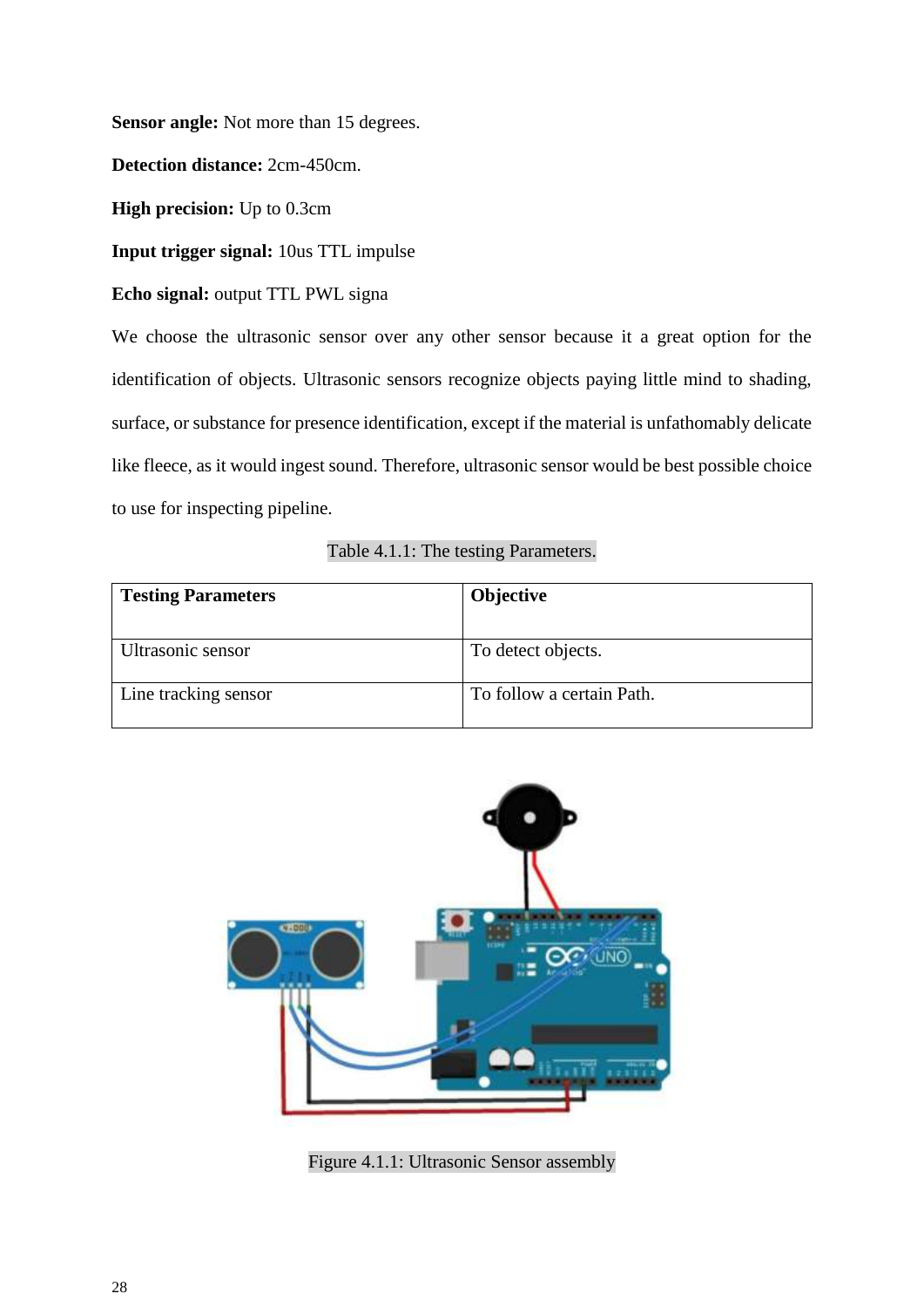**Sensor angle:** Not more than 15 degrees.

**Detection distance:** 2cm-450cm.

**High precision:** Up to 0.3cm

**Input trigger signal:** 10us TTL impulse

**Echo signal:** output TTL PWL signa

We choose the ultrasonic sensor over any other sensor because it a great option for the identification of objects. Ultrasonic sensors recognize objects paying little mind to shading, surface, or substance for presence identification, except if the material is unfathomably delicate like fleece, as it would ingest sound. Therefore, ultrasonic sensor would be best possible choice to use for inspecting pipeline.

Table 4.1.1: The testing Parameters.

| Testing Parameters | Objective |
| --- | --- |
| Ultrasonic sensor | To detect objects. |
| Line tracking sensor | To follow a certain Path. |

Figure 4.1.1: Ultrasonic Sensor assembly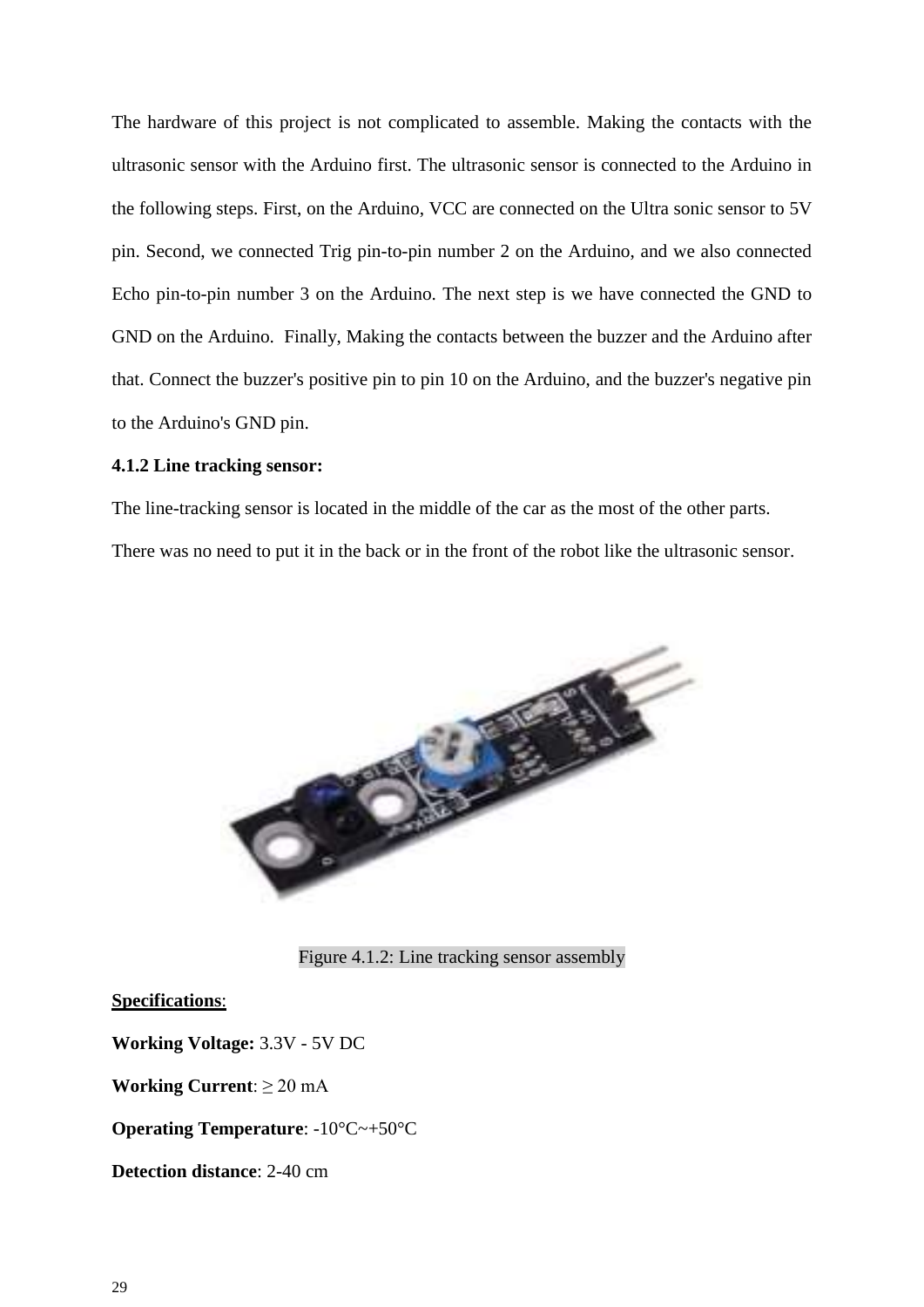The hardware of this project is not complicated to assemble. Making the contacts with the ultrasonic sensor with the Arduino first. The ultrasonic sensor is connected to the Arduino in the following steps. First, on the Arduino, VCC are connected on the Ultra sonic sensor to 5V pin. Second, we connected Trig pin-to-pin number 2 on the Arduino, and we also connected Echo pin-to-pin number 3 on the Arduino. The next step is we have connected the GND to GND on the Arduino. Finally, Making the contacts between the buzzer and the Arduino after that. Connect the buzzer's positive pin to pin 10 on the Arduino, and the buzzer's negative pin to the Arduino's GND pin.

**4.1.2 Line tracking sensor:**

The line-tracking sensor is located in the middle of the car as the most of the other parts.
There was no need to put it in the back or in the front of the robot like the ultrasonic sensor.

Figure 4.1.2: Line tracking sensor assembly

**Specifications**:

**Working Voltage:** 3.3V - 5V DC

**Working Current**: ≥ 20 mA

**Operating Temperature**: -10°C~+50°C

**Detection distance**: 2-40 cm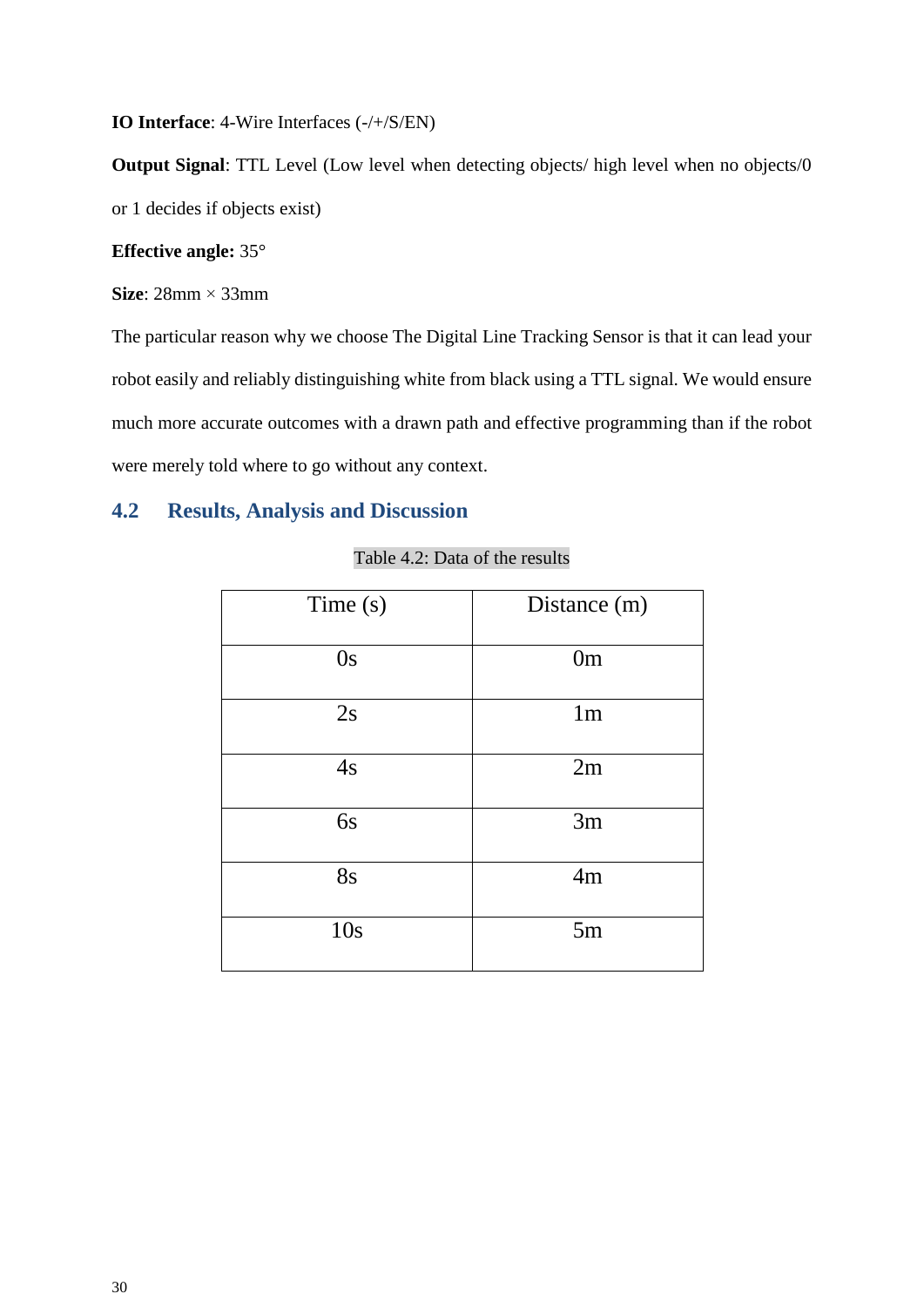**IO Interface**: 4-Wire Interfaces (-/+/S/EN)

**Output Signal**: TTL Level (Low level when detecting objects/ high level when no objects/0 or 1 decides if objects exist)

**Effective angle:** 35°

**Size**: 28mm × 33mm

The particular reason why we choose The Digital Line Tracking Sensor is that it can lead your robot easily and reliably distinguishing white from black using a TTL signal. We would ensure much more accurate outcomes with a drawn path and effective programming than if the robot were merely told where to go without any context.

## 4.2 Results, Analysis and Discussion

Table 4.2: Data of the results

| Time (s) | Distance (m) |
|---|---|
| 0s | 0m |
| 2s | 1m |
| 4s | 2m |
| 6s | 3m |
| 8s | 4m |
| 10s | 5m |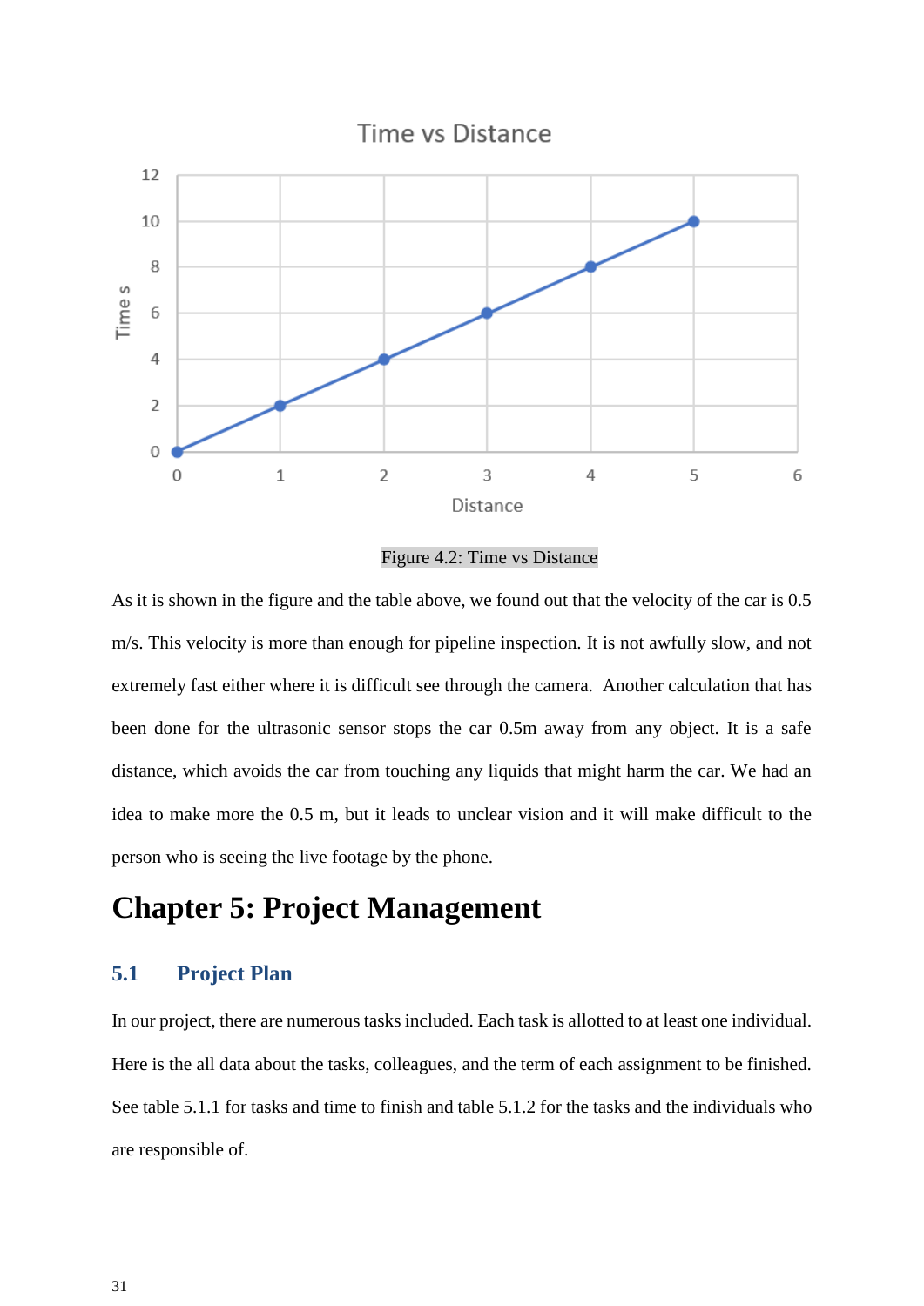Figure 4.2: Time vs Distance

As it is shown in the figure and the table above, we found out that the velocity of the car is 0.5 m/s. This velocity is more than enough for pipeline inspection. It is not awfully slow, and not extremely fast either where it is difficult see through the camera. Another calculation that has been done for the ultrasonic sensor stops the car 0.5m away from any object. It is a safe distance, which avoids the car from touching any liquids that might harm the car. We had an idea to make more the 0.5 m, but it leads to unclear vision and it will make difficult to the person who is seeing the live footage by the phone.

# Chapter 5: Project Management

## 5.1 Project Plan

In our project, there are numerous tasks included. Each task is allotted to at least one individual. Here is the all data about the tasks, colleagues, and the term of each assignment to be finished. See table 5.1.1 for tasks and time to finish and table 5.1.2 for the tasks and the individuals who are responsible of.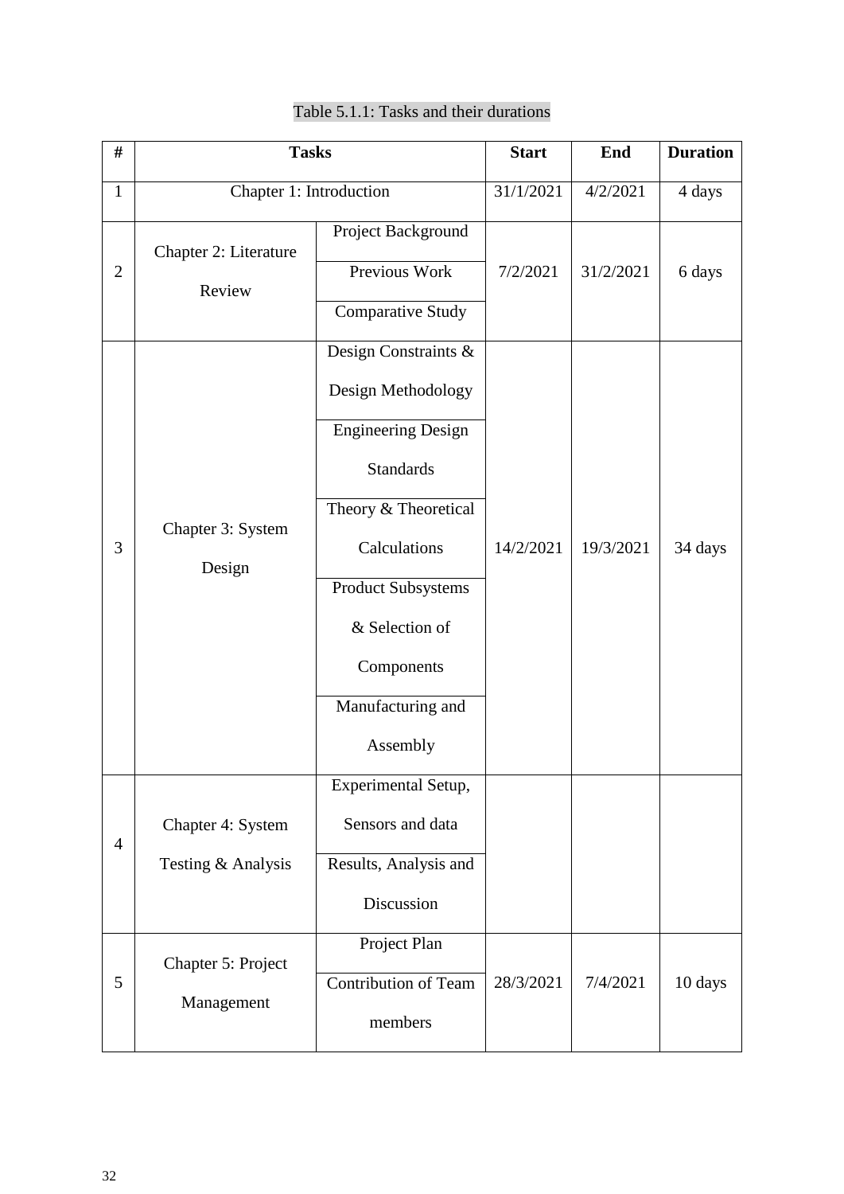Table 5.1.1: Tasks and their durations

| # | Tasks | | Start | End | Duration |
|---|---|---|---|---|---|
| 1 | Chapter 1: Introduction | | 31/1/2021 | 4/2/2021 | 4 days |
| 2 | Chapter 2: Literature Review | Project Background | 7/2/2021 | 31/2/2021 | 6 days |
| | | Previous Work | | | |
| | | Comparative Study | | | |
| 3 | Chapter 3: System Design | Design Constraints & Design Methodology | 14/2/2021 | 19/3/2021 | 34 days |
| | | Engineering Design Standards | | | |
| | | Theory & Theoretical Calculations | | | |
| | | Product Subsystems & Selection of Components | | | |
| | | Manufacturing and Assembly | | | |
| 4 | Chapter 4: System Testing & Analysis | Experimental Setup, Sensors and data | | | |
| | | Results, Analysis and Discussion | | | |
| 5 | Chapter 5: Project Management | Project Plan | 28/3/2021 | 7/4/2021 | 10 days |
| | | Contribution of Team members | | | |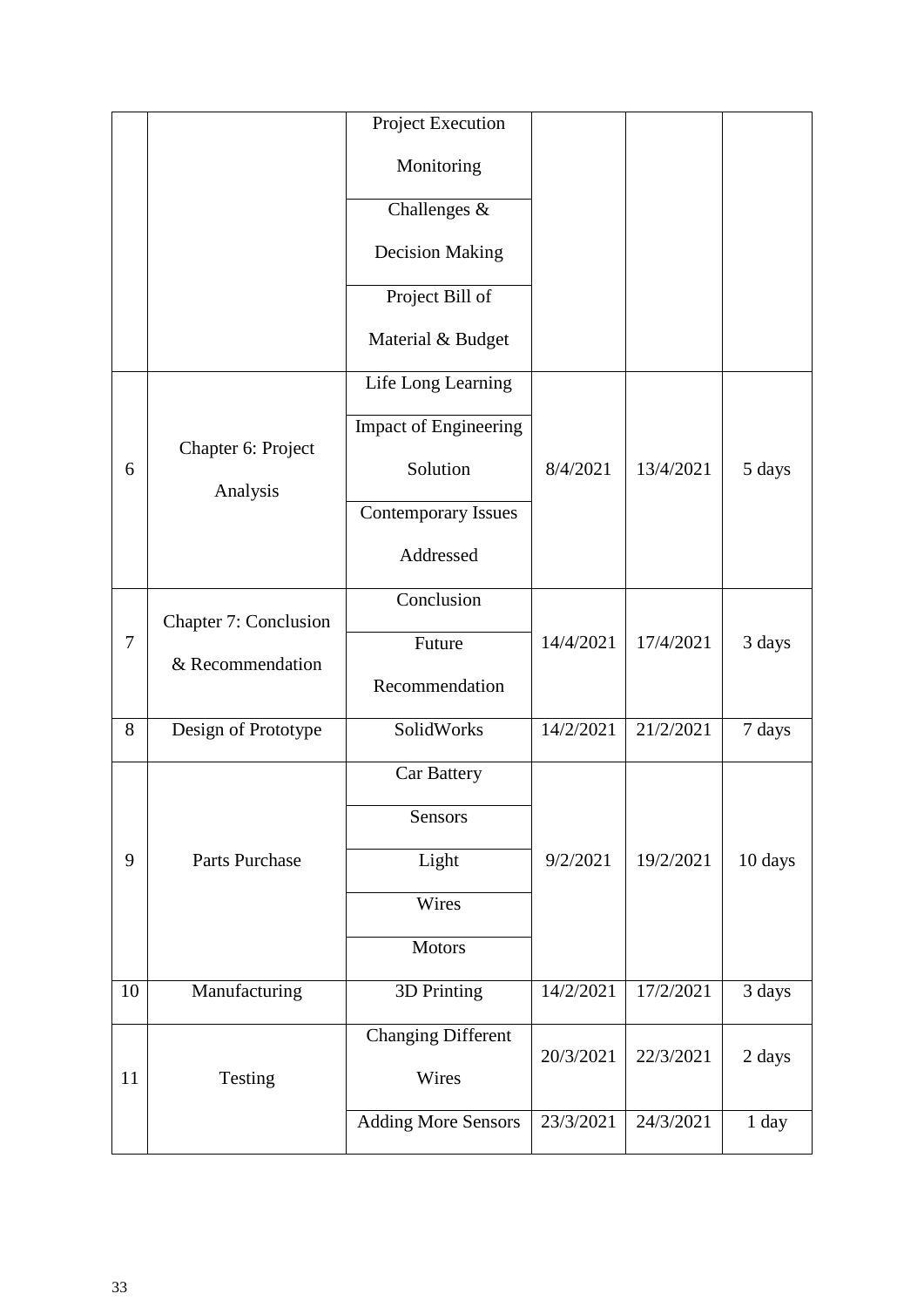| | | Project Execution Monitoring | | | |
|---|---|---|---|---|---|
| | | Challenges & Decision Making | | | |
| | | Project Bill of Material & Budget | | | |
| 6 | Chapter 6: Project Analysis | Life Long Learning | 8/4/2021 | 13/4/2021 | 5 days |
| | | Impact of Engineering Solution | | | |
| | | Contemporary Issues Addressed | | | |
| 7 | Chapter 7: Conclusion & Recommendation | Conclusion | 14/4/2021 | 17/4/2021 | 3 days |
| | | Future Recommendation | | | |
| 8 | Design of Prototype | SolidWorks | 14/2/2021 | 21/2/2021 | 7 days |
| 9 | Parts Purchase | Car Battery | 9/2/2021 | 19/2/2021 | 10 days |
| | | Sensors | | | |
| | | Light | | | |
| | | Wires | | | |
| | | Motors | | | |
| 10 | Manufacturing | 3D Printing | 14/2/2021 | 17/2/2021 | 3 days |
| 11 | Testing | Changing Different Wires | 20/3/2021 | 22/3/2021 | 2 days |
| | | Adding More Sensors | 23/3/2021 | 24/3/2021 | 1 day |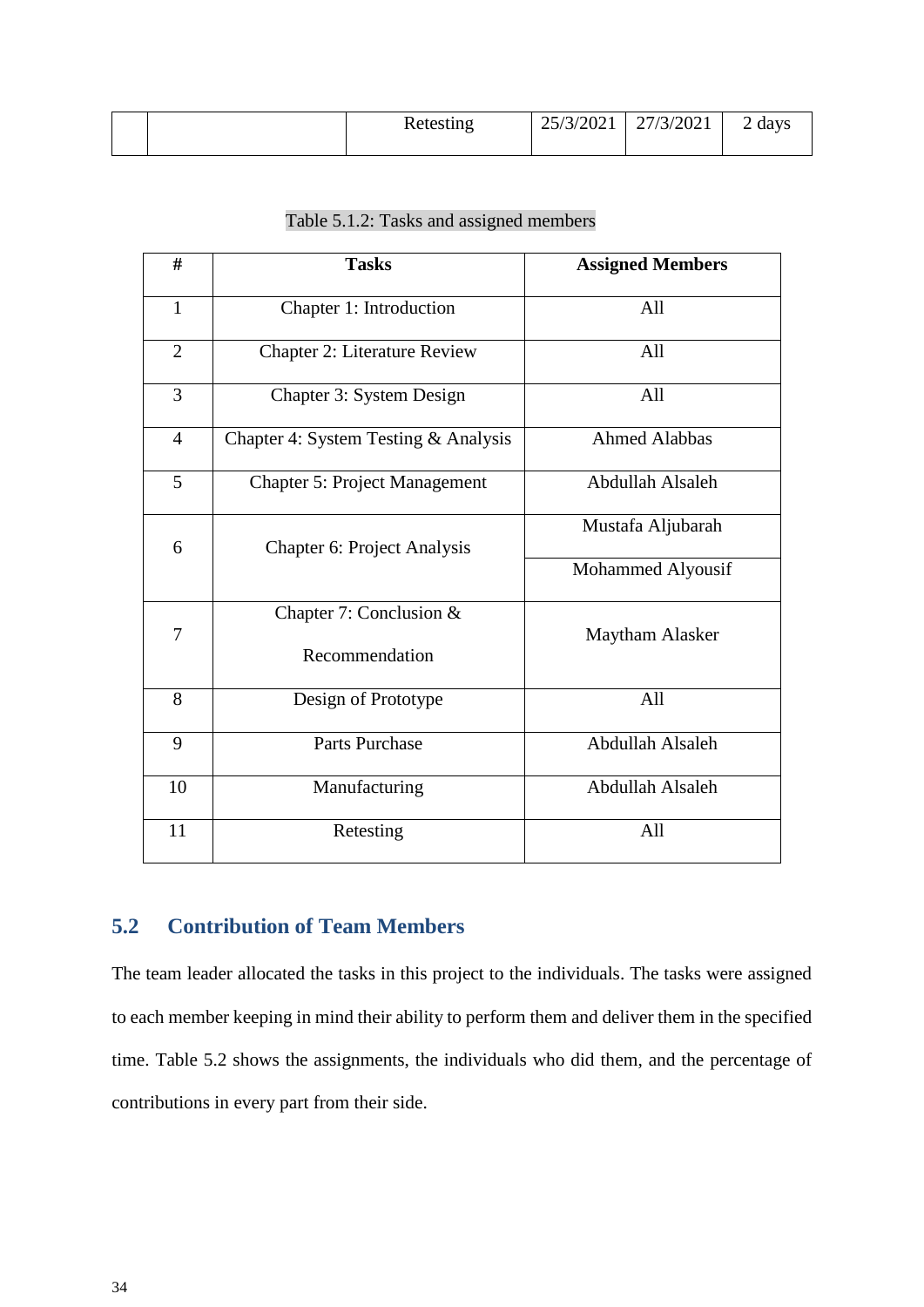|  |  | Retesting | 25/3/2021 | 27/3/2021 | 2 days |
|---|---|---|---|---|---|

Table 5.1.2: Tasks and assigned members

| # | Tasks | Assigned Members |
|---|---|---|
| 1 | Chapter 1: Introduction | All |
| 2 | Chapter 2: Literature Review | All |
| 3 | Chapter 3: System Design | All |
| 4 | Chapter 4: System Testing & Analysis | Ahmed Alabbas |
| 5 | Chapter 5: Project Management | Abdullah Alsaleh |
| 6 | Chapter 6: Project Analysis | Mustafa Aljubarah |
|  |  | Mohammed Alyousif |
| 7 | Chapter 7: Conclusion & Recommendation | Maytham Alasker |
| 8 | Design of Prototype | All |
| 9 | Parts Purchase | Abdullah Alsaleh |
| 10 | Manufacturing | Abdullah Alsaleh |
| 11 | Retesting | All |

## 5.2 Contribution of Team Members

The team leader allocated the tasks in this project to the individuals. The tasks were assigned to each member keeping in mind their ability to perform them and deliver them in the specified time. Table 5.2 shows the assignments, the individuals who did them, and the percentage of contributions in every part from their side.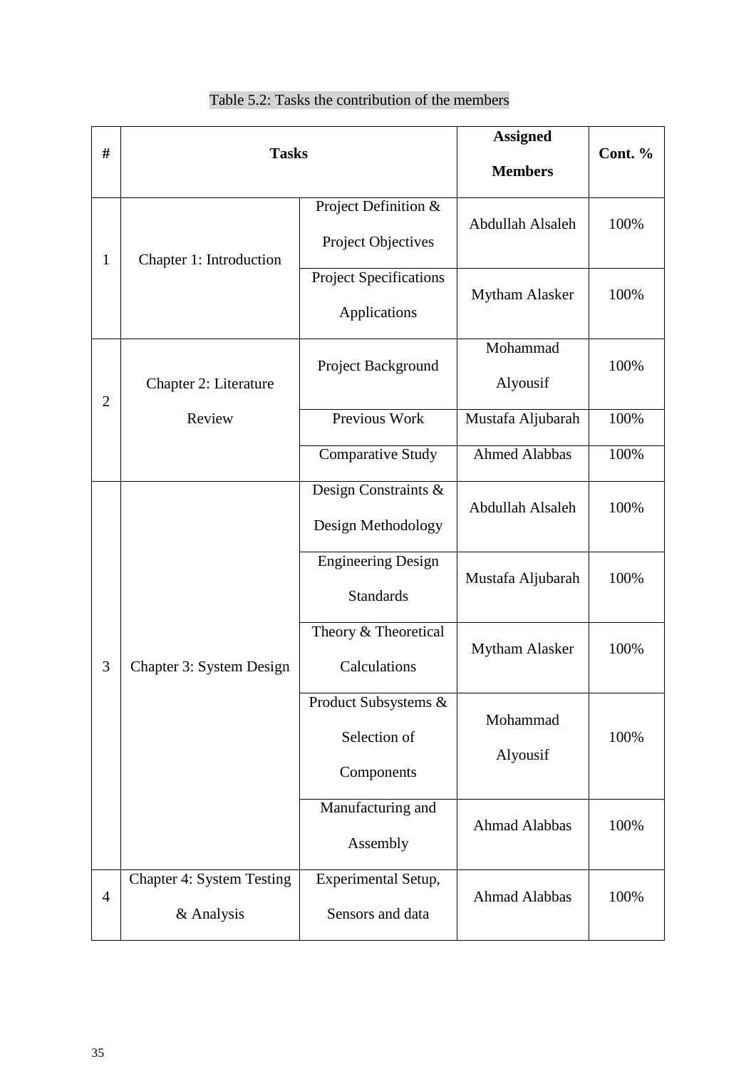Table 5.2: Tasks the contribution of the members

| # | Tasks | | Assigned Members | Cont. % |
|---|---|---|---|---|
| 1 | Chapter 1: Introduction | Project Definition & Project Objectives | Abdullah Alsaleh | 100% |
| | | Project Specifications Applications | Mytham Alasker | 100% |
| 2 | Chapter 2: Literature Review | Project Background | Mohammad Alyousif | 100% |
| | | Previous Work | Mustafa Aljubarah | 100% |
| | | Comparative Study | Ahmed Alabbas | 100% |
| 3 | Chapter 3: System Design | Design Constraints & Design Methodology | Abdullah Alsaleh | 100% |
| | | Engineering Design Standards | Mustafa Aljubarah | 100% |
| | | Theory & Theoretical Calculations | Mytham Alasker | 100% |
| | | Product Subsystems & Selection of Components | Mohammad Alyousif | 100% |
| | | Manufacturing and Assembly | Ahmad Alabbas | 100% |
| 4 | Chapter 4: System Testing & Analysis | Experimental Setup, Sensors and data | Ahmad Alabbas | 100% |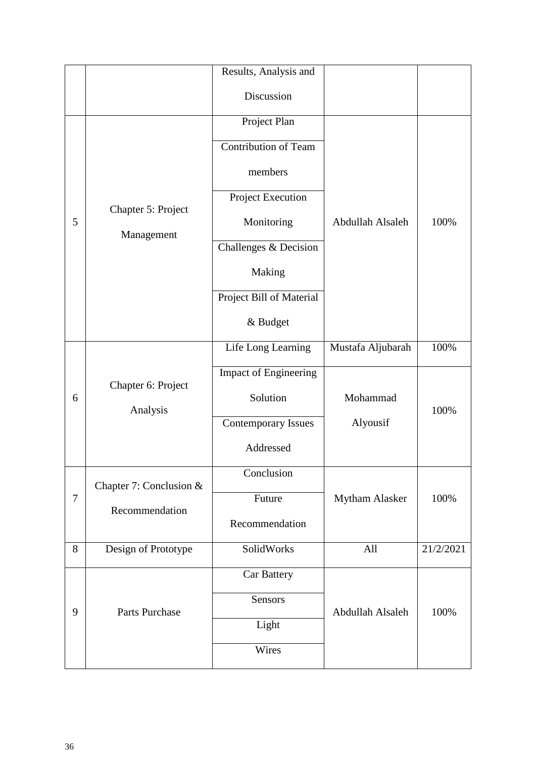| | | Results, Analysis and Discussion | | |
|---|---|---|---|---|
| 5 | Chapter 5: Project Management | Project Plan | Abdullah Alsaleh | 100% |
| | | Contribution of Team members | | |
| | | Project Execution Monitoring | | |
| | | Challenges & Decision Making | | |
| | | Project Bill of Material & Budget | | |
| 6 | Chapter 6: Project Analysis | Life Long Learning | Mustafa Aljubarah | 100% |
| | | Impact of Engineering Solution | Mohammad Alyousif | 100% |
| | | Contemporary Issues Addressed | | |
| 7 | Chapter 7: Conclusion & Recommendation | Conclusion | Mytham Alasker | 100% |
| | | Future Recommendation | | |
| 8 | Design of Prototype | SolidWorks | All | 21/2/2021 |
| 9 | Parts Purchase | Car Battery | Abdullah Alsaleh | 100% |
| | | Sensors | | |
| | | Light | | |
| | | Wires | | |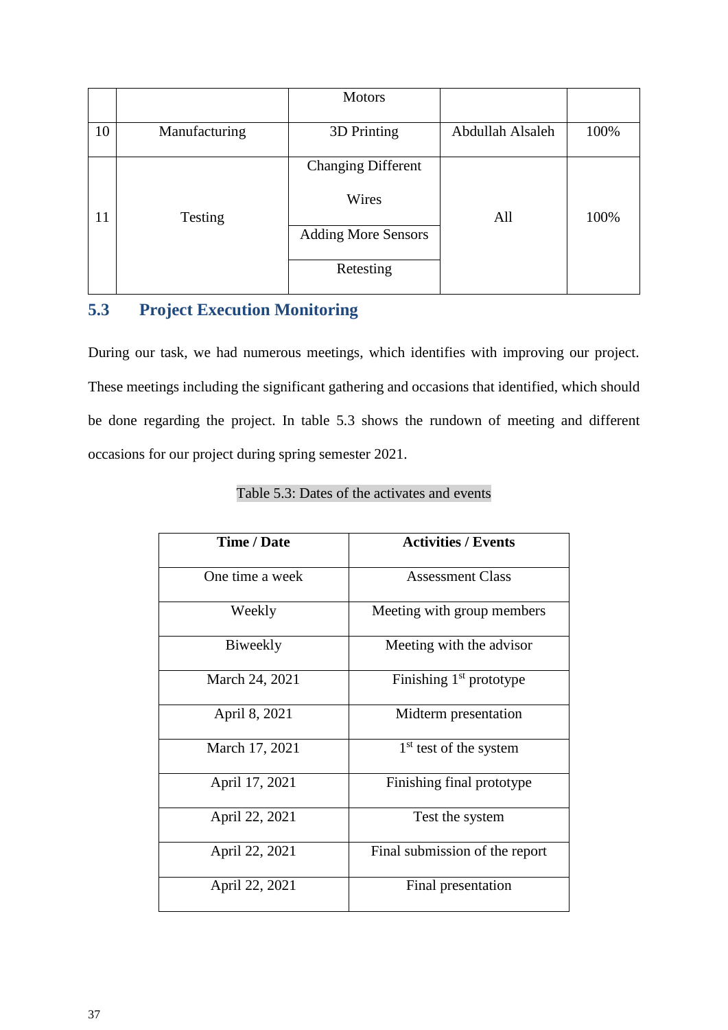|  |  | Motors |  |  |
|---|---|---|---|---|
| 10 | Manufacturing | 3D Printing | Abdullah Alsaleh | 100% |
| 11 | Testing | Changing Different Wires | All | 100% |
|  |  | Adding More Sensors |  |  |
|  |  | Retesting |  |  |

## 5.3 Project Execution Monitoring

During our task, we had numerous meetings, which identifies with improving our project. These meetings including the significant gathering and occasions that identified, which should be done regarding the project. In table 5.3 shows the rundown of meeting and different occasions for our project during spring semester 2021.

Table 5.3: Dates of the activates and events

| Time / Date | Activities / Events |
|---|---|
| One time a week | Assessment Class |
| Weekly | Meeting with group members |
| Biweekly | Meeting with the advisor |
| March 24, 2021 | Finishing 1st prototype |
| April 8, 2021 | Midterm presentation |
| March 17, 2021 | 1st test of the system |
| April 17, 2021 | Finishing final prototype |
| April 22, 2021 | Test the system |
| April 22, 2021 | Final submission of the report |
| April 22, 2021 | Final presentation |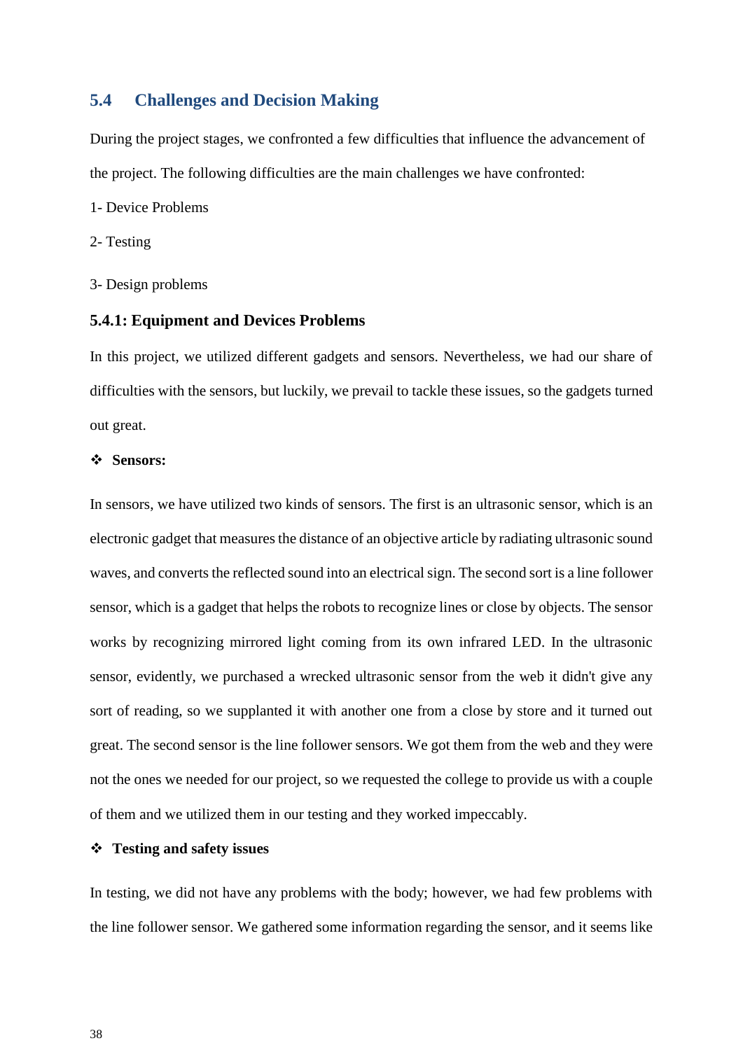## 5.4 Challenges and Decision Making

During the project stages, we confronted a few difficulties that influence the advancement of the project. The following difficulties are the main challenges we have confronted:

1- Device Problems

2- Testing

3- Design problems

### 5.4.1: Equipment and Devices Problems

In this project, we utilized different gadgets and sensors. Nevertheless, we had our share of difficulties with the sensors, but luckily, we prevail to tackle these issues, so the gadgets turned out great.

❖ **Sensors:**

In sensors, we have utilized two kinds of sensors. The first is an ultrasonic sensor, which is an electronic gadget that measures the distance of an objective article by radiating ultrasonic sound waves, and converts the reflected sound into an electrical sign. The second sort is a line follower sensor, which is a gadget that helps the robots to recognize lines or close by objects. The sensor works by recognizing mirrored light coming from its own infrared LED. In the ultrasonic sensor, evidently, we purchased a wrecked ultrasonic sensor from the web it didn't give any sort of reading, so we supplanted it with another one from a close by store and it turned out great. The second sensor is the line follower sensors. We got them from the web and they were not the ones we needed for our project, so we requested the college to provide us with a couple of them and we utilized them in our testing and they worked impeccably.

❖ **Testing and safety issues**

In testing, we did not have any problems with the body; however, we had few problems with the line follower sensor. We gathered some information regarding the sensor, and it seems like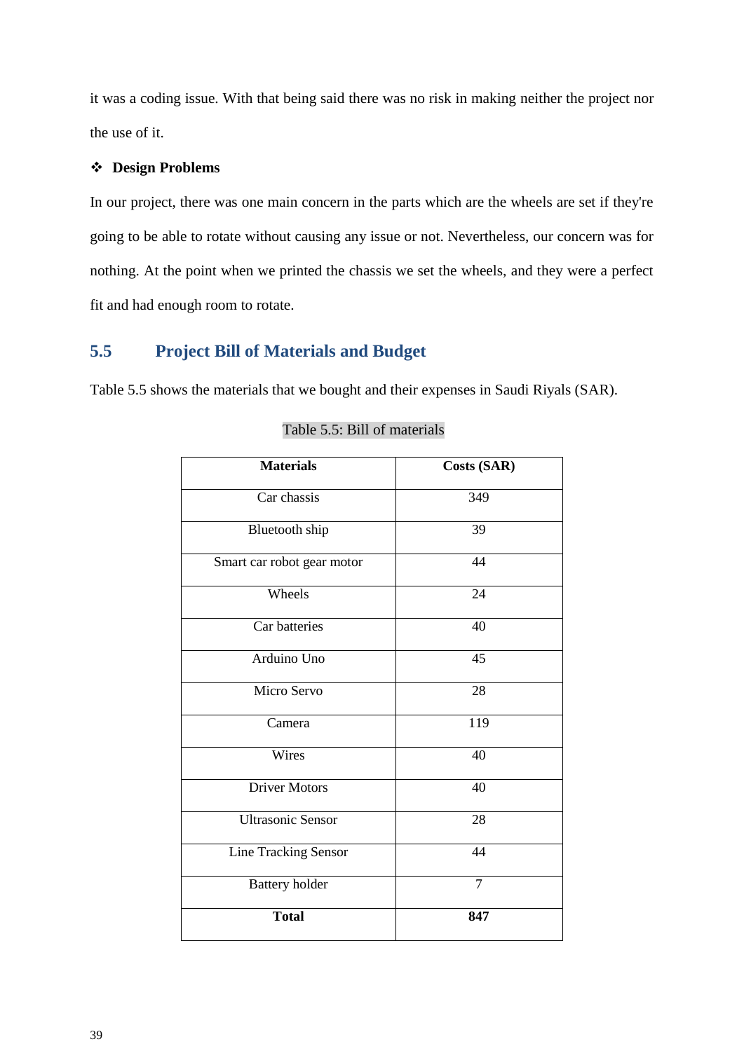it was a coding issue. With that being said there was no risk in making neither the project nor the use of it.

❖ **Design Problems**

In our project, there was one main concern in the parts which are the wheels are set if they're going to be able to rotate without causing any issue or not. Nevertheless, our concern was for nothing. At the point when we printed the chassis we set the wheels, and they were a perfect fit and had enough room to rotate.

## 5.5 Project Bill of Materials and Budget

Table 5.5 shows the materials that we bought and their expenses in Saudi Riyals (SAR).

Table 5.5: Bill of materials

| **Materials** | **Costs (SAR)** |
|---|---|
| Car chassis | 349 |
| Bluetooth ship | 39 |
| Smart car robot gear motor | 44 |
| Wheels | 24 |
| Car batteries | 40 |
| Arduino Uno | 45 |
| Micro Servo | 28 |
| Camera | 119 |
| Wires | 40 |
| Driver Motors | 40 |
| Ultrasonic Sensor | 28 |
| Line Tracking Sensor | 44 |
| Battery holder | 7 |
| **Total** | **847** |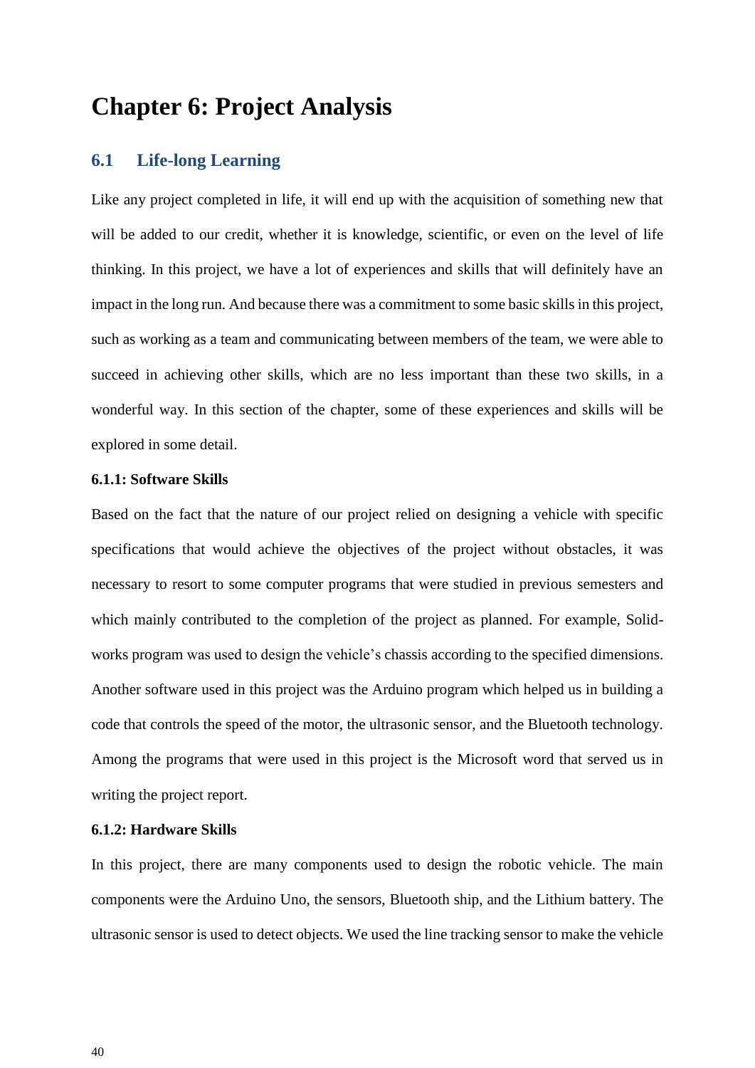# Chapter 6: Project Analysis

## 6.1 Life-long Learning

Like any project completed in life, it will end up with the acquisition of something new that will be added to our credit, whether it is knowledge, scientific, or even on the level of life thinking. In this project, we have a lot of experiences and skills that will definitely have an impact in the long run. And because there was a commitment to some basic skills in this project, such as working as a team and communicating between members of the team, we were able to succeed in achieving other skills, which are no less important than these two skills, in a wonderful way. In this section of the chapter, some of these experiences and skills will be explored in some detail.

### 6.1.1: Software Skills

Based on the fact that the nature of our project relied on designing a vehicle with specific specifications that would achieve the objectives of the project without obstacles, it was necessary to resort to some computer programs that were studied in previous semesters and which mainly contributed to the completion of the project as planned. For example, Solid-works program was used to design the vehicle's chassis according to the specified dimensions. Another software used in this project was the Arduino program which helped us in building a code that controls the speed of the motor, the ultrasonic sensor, and the Bluetooth technology. Among the programs that were used in this project is the Microsoft word that served us in writing the project report.

### 6.1.2: Hardware Skills

In this project, there are many components used to design the robotic vehicle. The main components were the Arduino Uno, the sensors, Bluetooth ship, and the Lithium battery. The ultrasonic sensor is used to detect objects. We used the line tracking sensor to make the vehicle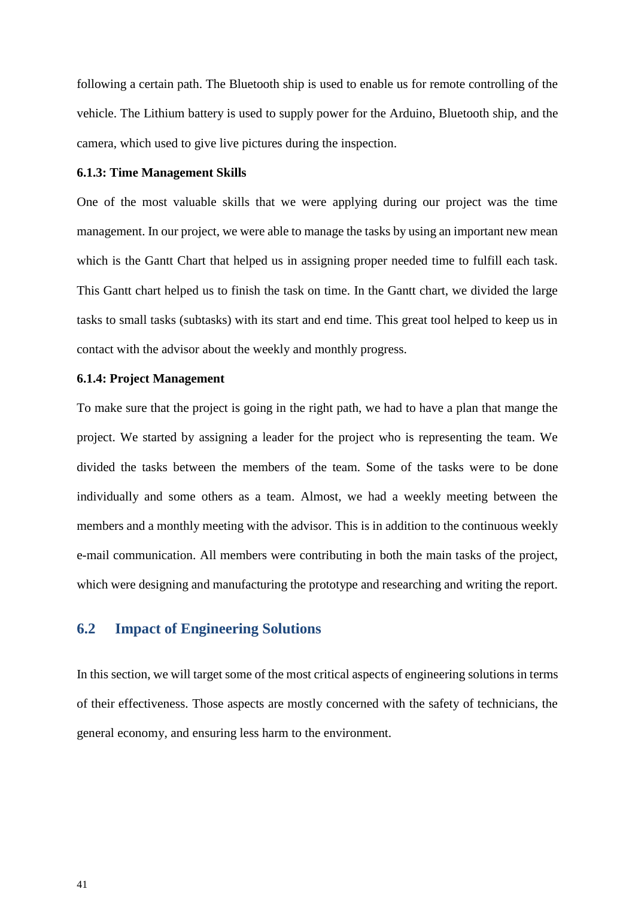following a certain path. The Bluetooth ship is used to enable us for remote controlling of the vehicle. The Lithium battery is used to supply power for the Arduino, Bluetooth ship, and the camera, which used to give live pictures during the inspection.

#### 6.1.3: Time Management Skills

One of the most valuable skills that we were applying during our project was the time management. In our project, we were able to manage the tasks by using an important new mean which is the Gantt Chart that helped us in assigning proper needed time to fulfill each task. This Gantt chart helped us to finish the task on time. In the Gantt chart, we divided the large tasks to small tasks (subtasks) with its start and end time. This great tool helped to keep us in contact with the advisor about the weekly and monthly progress.

#### 6.1.4: Project Management

To make sure that the project is going in the right path, we had to have a plan that mange the project. We started by assigning a leader for the project who is representing the team. We divided the tasks between the members of the team. Some of the tasks were to be done individually and some others as a team. Almost, we had a weekly meeting between the members and a monthly meeting with the advisor. This is in addition to the continuous weekly e-mail communication. All members were contributing in both the main tasks of the project, which were designing and manufacturing the prototype and researching and writing the report.

## 6.2 Impact of Engineering Solutions

In this section, we will target some of the most critical aspects of engineering solutions in terms of their effectiveness. Those aspects are mostly concerned with the safety of technicians, the general economy, and ensuring less harm to the environment.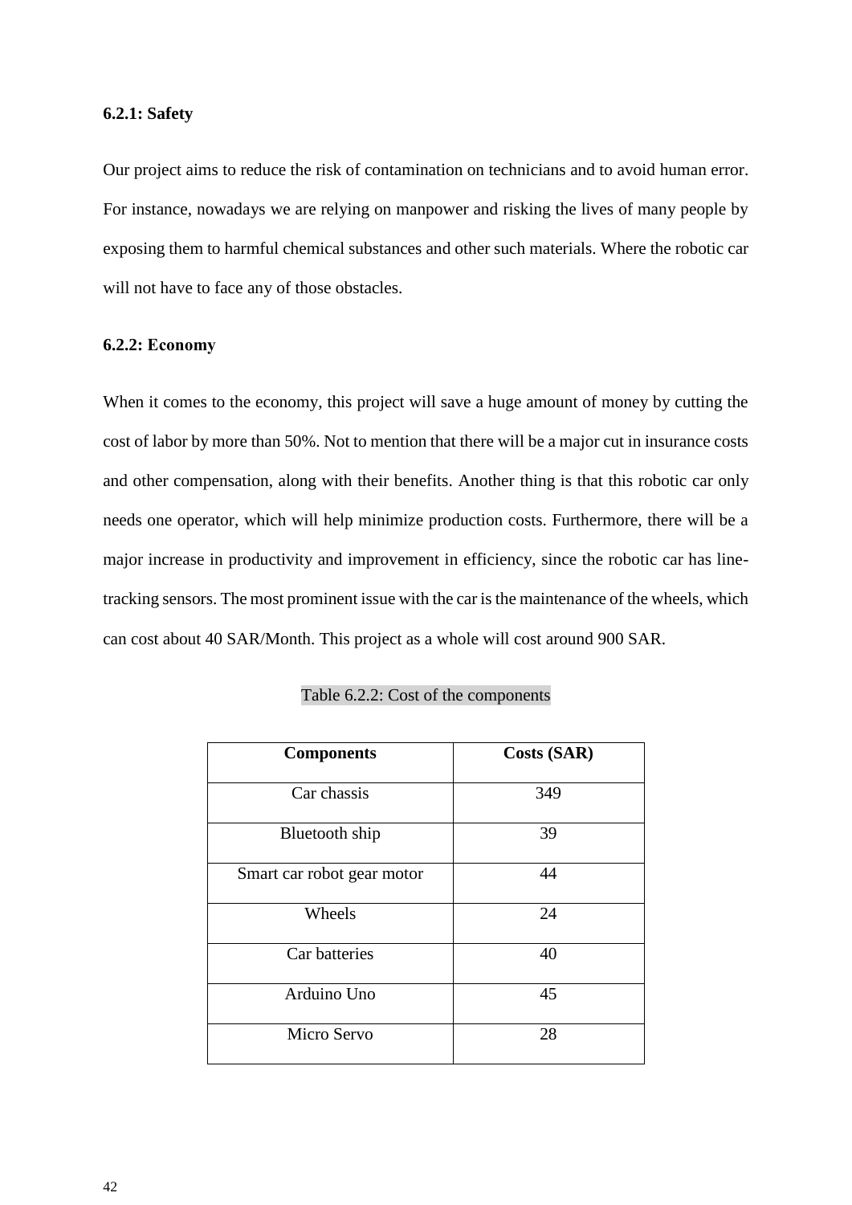#### 6.2.1: Safety

Our project aims to reduce the risk of contamination on technicians and to avoid human error. For instance, nowadays we are relying on manpower and risking the lives of many people by exposing them to harmful chemical substances and other such materials. Where the robotic car will not have to face any of those obstacles.

#### 6.2.2: Economy

When it comes to the economy, this project will save a huge amount of money by cutting the cost of labor by more than 50%. Not to mention that there will be a major cut in insurance costs and other compensation, along with their benefits. Another thing is that this robotic car only needs one operator, which will help minimize production costs. Furthermore, there will be a major increase in productivity and improvement in efficiency, since the robotic car has line-tracking sensors. The most prominent issue with the car is the maintenance of the wheels, which can cost about 40 SAR/Month. This project as a whole will cost around 900 SAR.

Table 6.2.2: Cost of the components

| Components | Costs (SAR) |
|---|---|
| Car chassis | 349 |
| Bluetooth ship | 39 |
| Smart car robot gear motor | 44 |
| Wheels | 24 |
| Car batteries | 40 |
| Arduino Uno | 45 |
| Micro Servo | 28 |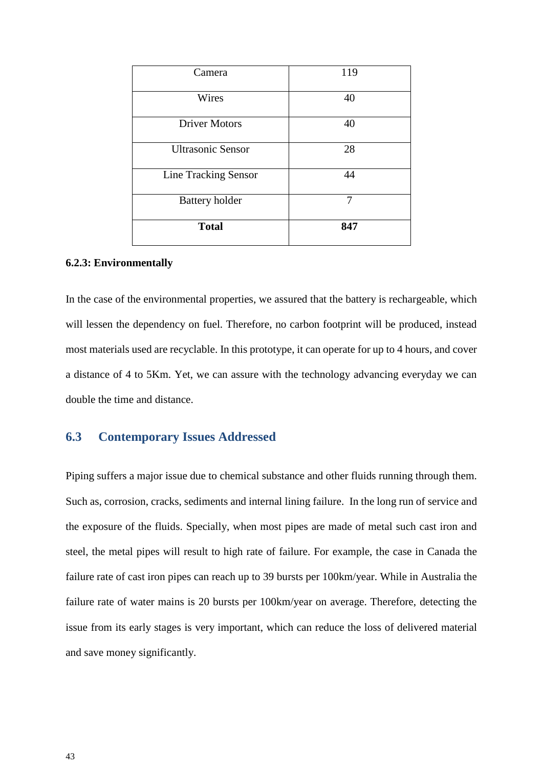| Camera | 119 |
| --- | --- |
| Wires | 40 |
| Driver Motors | 40 |
| Ultrasonic Sensor | 28 |
| Line Tracking Sensor | 44 |
| Battery holder | 7 |
| **Total** | **847** |

#### 6.2.3: Environmentally

In the case of the environmental properties, we assured that the battery is rechargeable, which will lessen the dependency on fuel. Therefore, no carbon footprint will be produced, instead most materials used are recyclable. In this prototype, it can operate for up to 4 hours, and cover a distance of 4 to 5Km. Yet, we can assure with the technology advancing everyday we can double the time and distance.

## 6.3 Contemporary Issues Addressed

Piping suffers a major issue due to chemical substance and other fluids running through them. Such as, corrosion, cracks, sediments and internal lining failure. In the long run of service and the exposure of the fluids. Specially, when most pipes are made of metal such cast iron and steel, the metal pipes will result to high rate of failure. For example, the case in Canada the failure rate of cast iron pipes can reach up to 39 bursts per 100km/year. While in Australia the failure rate of water mains is 20 bursts per 100km/year on average. Therefore, detecting the issue from its early stages is very important, which can reduce the loss of delivered material and save money significantly.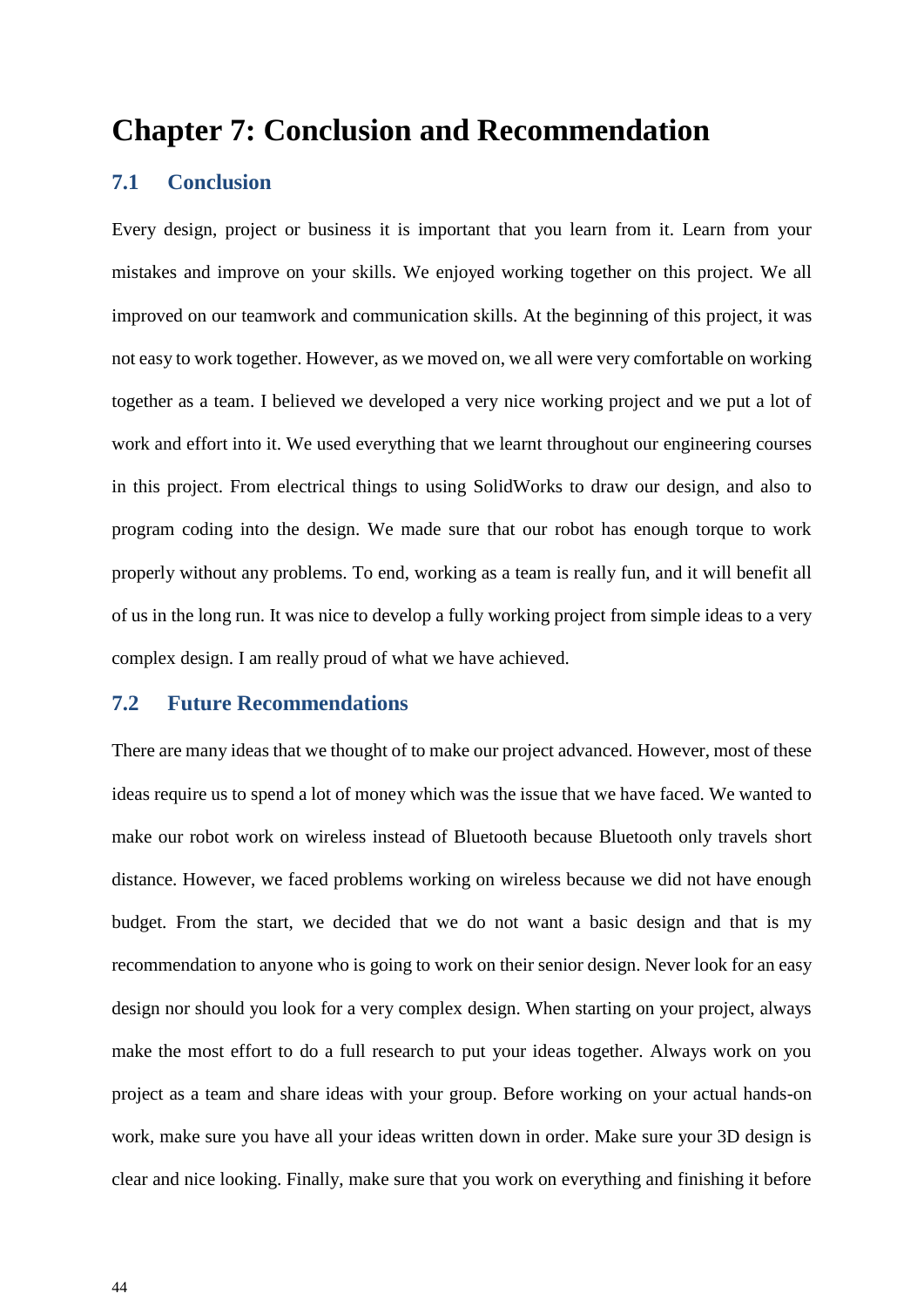# Chapter 7: Conclusion and Recommendation

## 7.1 Conclusion

Every design, project or business it is important that you learn from it. Learn from your mistakes and improve on your skills. We enjoyed working together on this project. We all improved on our teamwork and communication skills. At the beginning of this project, it was not easy to work together. However, as we moved on, we all were very comfortable on working together as a team. I believed we developed a very nice working project and we put a lot of work and effort into it. We used everything that we learnt throughout our engineering courses in this project. From electrical things to using SolidWorks to draw our design, and also to program coding into the design. We made sure that our robot has enough torque to work properly without any problems. To end, working as a team is really fun, and it will benefit all of us in the long run. It was nice to develop a fully working project from simple ideas to a very complex design. I am really proud of what we have achieved.

## 7.2 Future Recommendations

There are many ideas that we thought of to make our project advanced. However, most of these ideas require us to spend a lot of money which was the issue that we have faced. We wanted to make our robot work on wireless instead of Bluetooth because Bluetooth only travels short distance. However, we faced problems working on wireless because we did not have enough budget. From the start, we decided that we do not want a basic design and that is my recommendation to anyone who is going to work on their senior design. Never look for an easy design nor should you look for a very complex design. When starting on your project, always make the most effort to do a full research to put your ideas together. Always work on you project as a team and share ideas with your group. Before working on your actual hands-on work, make sure you have all your ideas written down in order. Make sure your 3D design is clear and nice looking. Finally, make sure that you work on everything and finishing it before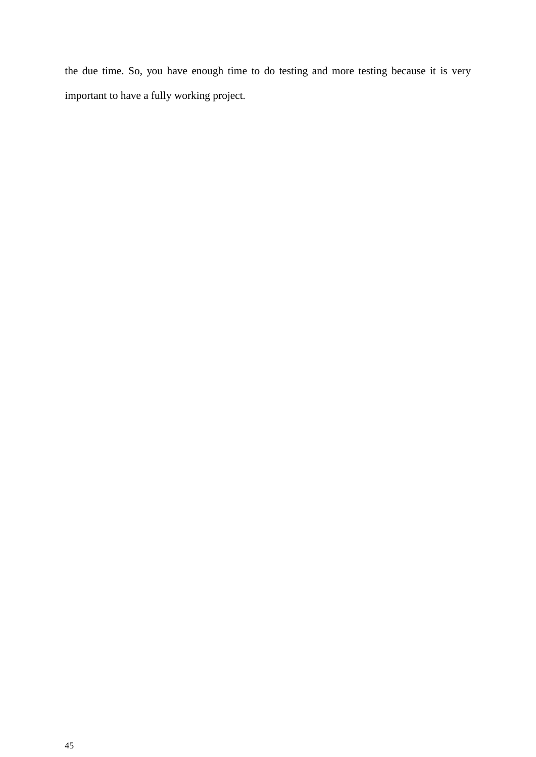the due time. So, you have enough time to do testing and more testing because it is very important to have a fully working project.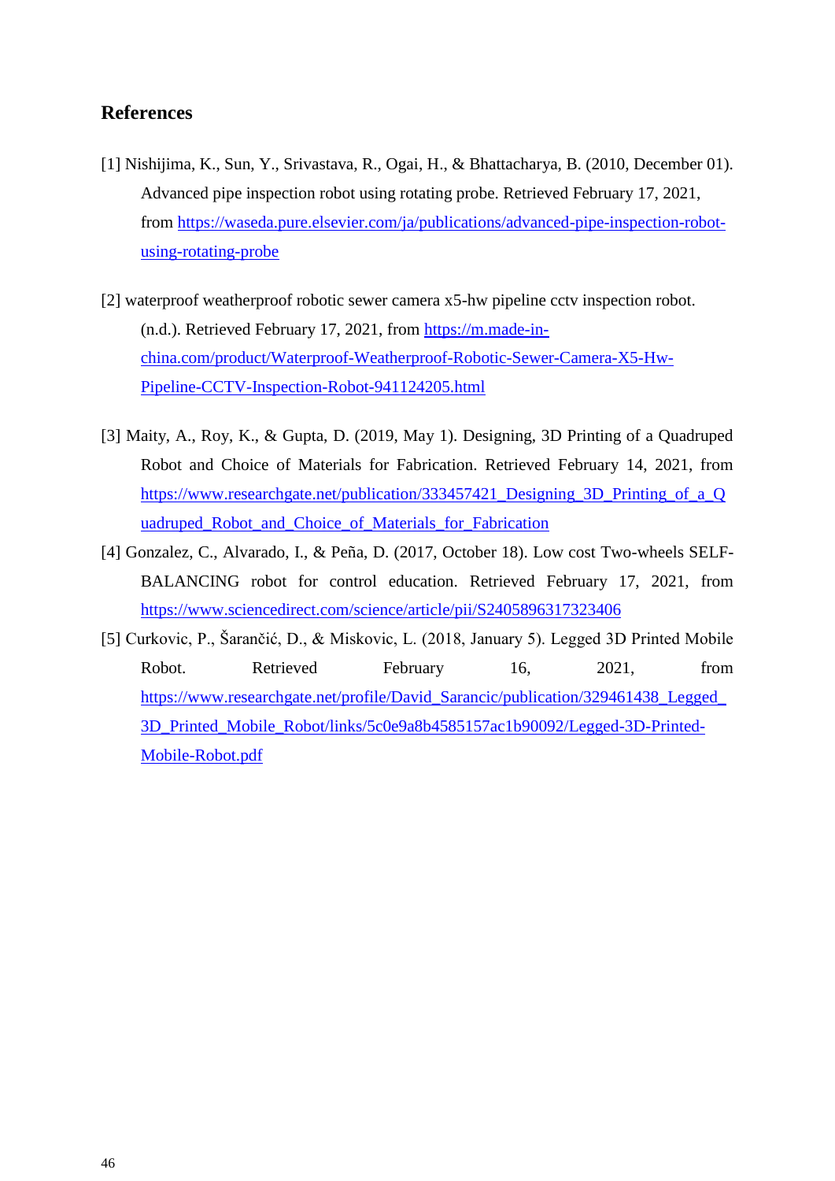## References

[1] Nishijima, K., Sun, Y., Srivastava, R., Ogai, H., & Bhattacharya, B. (2010, December 01). Advanced pipe inspection robot using rotating probe. Retrieved February 17, 2021, from https://waseda.pure.elsevier.com/ja/publications/advanced-pipe-inspection-robot-using-rotating-probe

[2] waterproof weatherproof robotic sewer camera x5-hw pipeline cctv inspection robot. (n.d.). Retrieved February 17, 2021, from https://m.made-in-china.com/product/Waterproof-Weatherproof-Robotic-Sewer-Camera-X5-Hw-Pipeline-CCTV-Inspection-Robot-941124205.html

[3] Maity, A., Roy, K., & Gupta, D. (2019, May 1). Designing, 3D Printing of a Quadruped Robot and Choice of Materials for Fabrication. Retrieved February 14, 2021, from https://www.researchgate.net/publication/333457421_Designing_3D_Printing_of_a_Quadruped_Robot_and_Choice_of_Materials_for_Fabrication

[4] Gonzalez, C., Alvarado, I., & Peña, D. (2017, October 18). Low cost Two-wheels SELF-BALANCING robot for control education. Retrieved February 17, 2021, from https://www.sciencedirect.com/science/article/pii/S2405896317323406

[5] Curkovic, P., Šarančić, D., & Miskovic, L. (2018, January 5). Legged 3D Printed Mobile Robot. Retrieved February 16, 2021, from https://www.researchgate.net/profile/David_Sarancic/publication/329461438_Legged_3D_Printed_Mobile_Robot/links/5c0e9a8b4585157ac1b90092/Legged-3D-Printed-Mobile-Robot.pdf